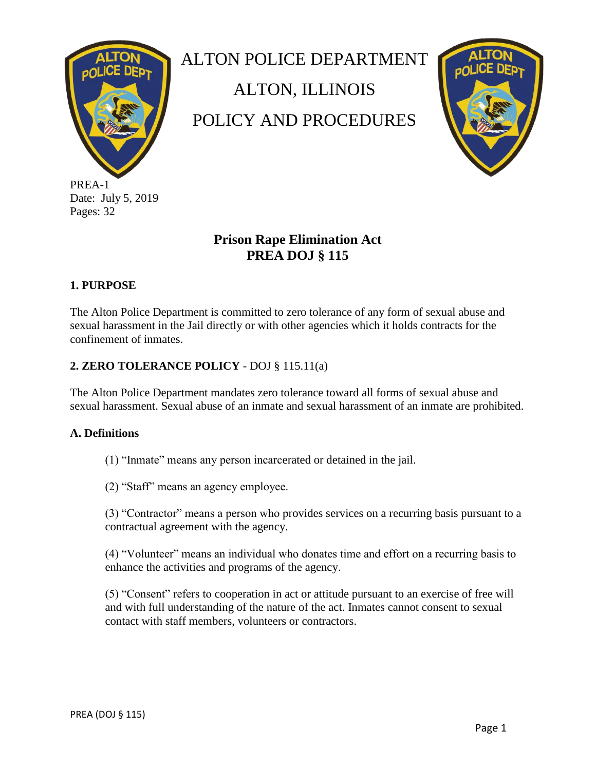# ALTON POLICE DEPARTMENT

# ALTON, ILLINOIS

# POLICY AND PROCEDURES

PREA-1
Date: July 5, 2019
Pages: 32

## Prison Rape Elimination Act
## PREA DOJ § 115

### 1. PURPOSE

The Alton Police Department is committed to zero tolerance of any form of sexual abuse and sexual harassment in the Jail directly or with other agencies which it holds contracts for the confinement of inmates.

### 2. ZERO TOLERANCE POLICY - DOJ § 115.11(a)

The Alton Police Department mandates zero tolerance toward all forms of sexual abuse and sexual harassment. Sexual abuse of an inmate and sexual harassment of an inmate are prohibited.

#### A. Definitions

(1) "Inmate" means any person incarcerated or detained in the jail.

(2) "Staff" means an agency employee.

(3) "Contractor" means a person who provides services on a recurring basis pursuant to a contractual agreement with the agency.

(4) "Volunteer" means an individual who donates time and effort on a recurring basis to enhance the activities and programs of the agency.

(5) "Consent" refers to cooperation in act or attitude pursuant to an exercise of free will and with full understanding of the nature of the act. Inmates cannot consent to sexual contact with staff members, volunteers or contractors.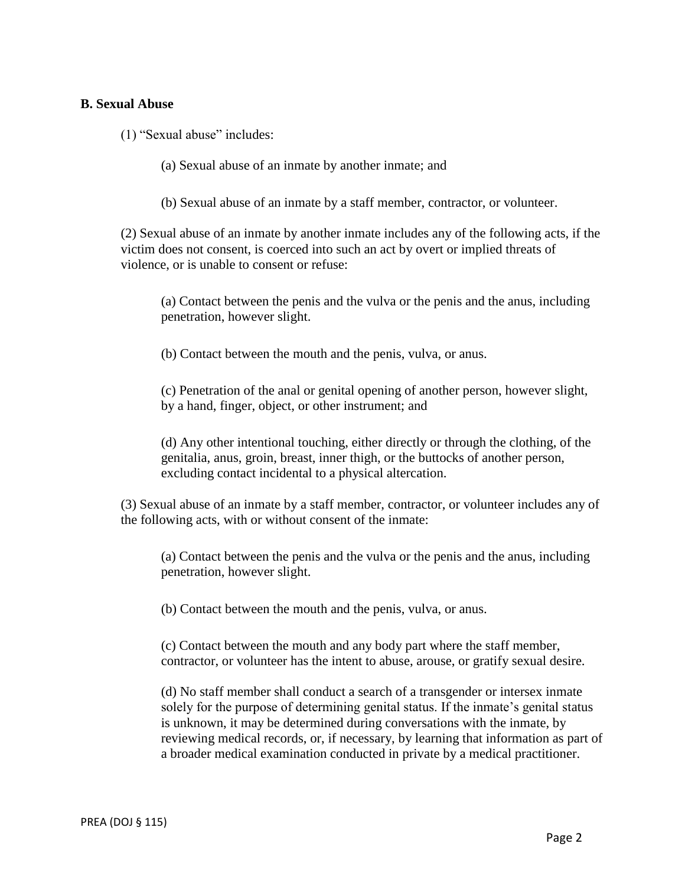**B. Sexual Abuse**

(1) "Sexual abuse" includes:

(a) Sexual abuse of an inmate by another inmate; and

(b) Sexual abuse of an inmate by a staff member, contractor, or volunteer.

(2) Sexual abuse of an inmate by another inmate includes any of the following acts, if the victim does not consent, is coerced into such an act by overt or implied threats of violence, or is unable to consent or refuse:

(a) Contact between the penis and the vulva or the penis and the anus, including penetration, however slight.

(b) Contact between the mouth and the penis, vulva, or anus.

(c) Penetration of the anal or genital opening of another person, however slight, by a hand, finger, object, or other instrument; and

(d) Any other intentional touching, either directly or through the clothing, of the genitalia, anus, groin, breast, inner thigh, or the buttocks of another person, excluding contact incidental to a physical altercation.

(3) Sexual abuse of an inmate by a staff member, contractor, or volunteer includes any of the following acts, with or without consent of the inmate:

(a) Contact between the penis and the vulva or the penis and the anus, including penetration, however slight.

(b) Contact between the mouth and the penis, vulva, or anus.

(c) Contact between the mouth and any body part where the staff member, contractor, or volunteer has the intent to abuse, arouse, or gratify sexual desire.

(d) No staff member shall conduct a search of a transgender or intersex inmate solely for the purpose of determining genital status. If the inmate's genital status is unknown, it may be determined during conversations with the inmate, by reviewing medical records, or, if necessary, by learning that information as part of a broader medical examination conducted in private by a medical practitioner.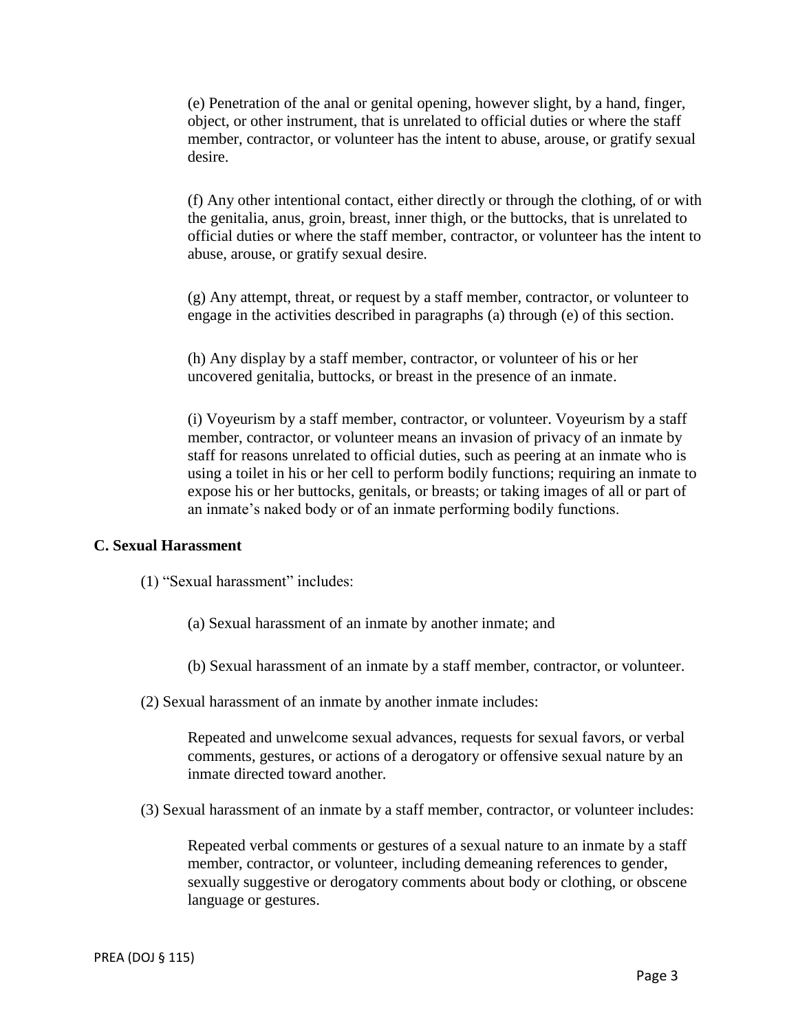(e) Penetration of the anal or genital opening, however slight, by a hand, finger, object, or other instrument, that is unrelated to official duties or where the staff member, contractor, or volunteer has the intent to abuse, arouse, or gratify sexual desire.

(f) Any other intentional contact, either directly or through the clothing, of or with the genitalia, anus, groin, breast, inner thigh, or the buttocks, that is unrelated to official duties or where the staff member, contractor, or volunteer has the intent to abuse, arouse, or gratify sexual desire.

(g) Any attempt, threat, or request by a staff member, contractor, or volunteer to engage in the activities described in paragraphs (a) through (e) of this section.

(h) Any display by a staff member, contractor, or volunteer of his or her uncovered genitalia, buttocks, or breast in the presence of an inmate.

(i) Voyeurism by a staff member, contractor, or volunteer. Voyeurism by a staff member, contractor, or volunteer means an invasion of privacy of an inmate by staff for reasons unrelated to official duties, such as peering at an inmate who is using a toilet in his or her cell to perform bodily functions; requiring an inmate to expose his or her buttocks, genitals, or breasts; or taking images of all or part of an inmate's naked body or of an inmate performing bodily functions.

**C. Sexual Harassment**

(1) "Sexual harassment" includes:

(a) Sexual harassment of an inmate by another inmate; and

(b) Sexual harassment of an inmate by a staff member, contractor, or volunteer.

(2) Sexual harassment of an inmate by another inmate includes:

Repeated and unwelcome sexual advances, requests for sexual favors, or verbal comments, gestures, or actions of a derogatory or offensive sexual nature by an inmate directed toward another.

(3) Sexual harassment of an inmate by a staff member, contractor, or volunteer includes:

Repeated verbal comments or gestures of a sexual nature to an inmate by a staff member, contractor, or volunteer, including demeaning references to gender, sexually suggestive or derogatory comments about body or clothing, or obscene language or gestures.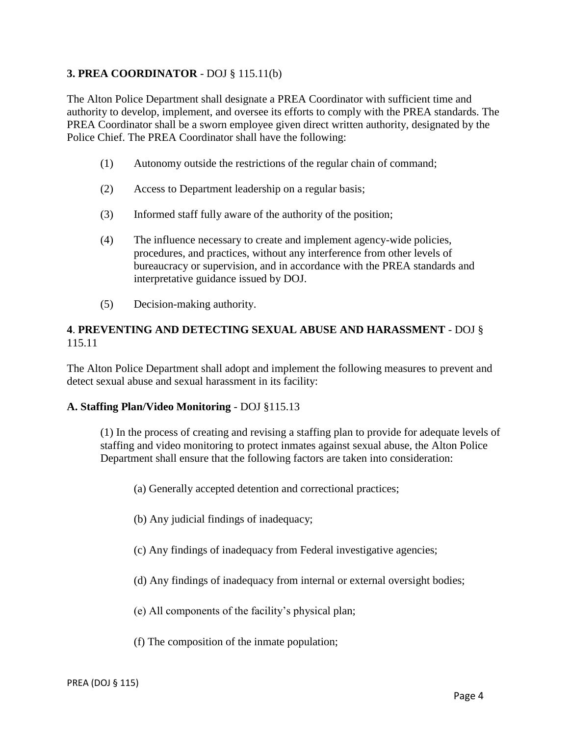**3. PREA COORDINATOR** - DOJ § 115.11(b)

The Alton Police Department shall designate a PREA Coordinator with sufficient time and authority to develop, implement, and oversee its efforts to comply with the PREA standards. The PREA Coordinator shall be a sworn employee given direct written authority, designated by the Police Chief. The PREA Coordinator shall have the following:

(1) Autonomy outside the restrictions of the regular chain of command;

(2) Access to Department leadership on a regular basis;

(3) Informed staff fully aware of the authority of the position;

(4) The influence necessary to create and implement agency-wide policies, procedures, and practices, without any interference from other levels of bureaucracy or supervision, and in accordance with the PREA standards and interpretative guidance issued by DOJ.

(5) Decision-making authority.

**4**. **PREVENTING AND DETECTING SEXUAL ABUSE AND HARASSMENT** - DOJ § 115.11

The Alton Police Department shall adopt and implement the following measures to prevent and detect sexual abuse and sexual harassment in its facility:

**A. Staffing Plan/Video Monitoring** - DOJ §115.13

(1) In the process of creating and revising a staffing plan to provide for adequate levels of staffing and video monitoring to protect inmates against sexual abuse, the Alton Police Department shall ensure that the following factors are taken into consideration:

(a) Generally accepted detention and correctional practices;

(b) Any judicial findings of inadequacy;

(c) Any findings of inadequacy from Federal investigative agencies;

(d) Any findings of inadequacy from internal or external oversight bodies;

(e) All components of the facility's physical plan;

(f) The composition of the inmate population;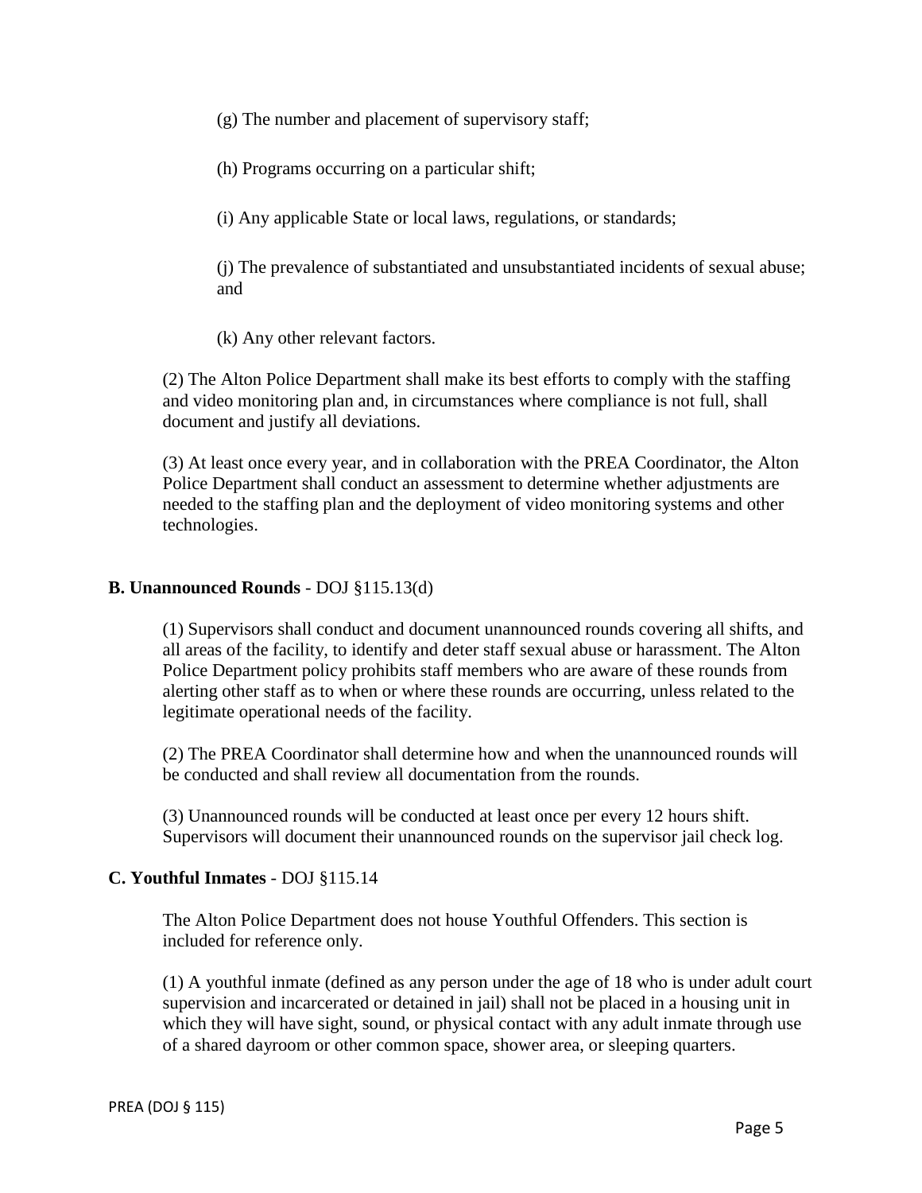(g) The number and placement of supervisory staff;

(h) Programs occurring on a particular shift;

(i) Any applicable State or local laws, regulations, or standards;

(j) The prevalence of substantiated and unsubstantiated incidents of sexual abuse; and

(k) Any other relevant factors.

(2) The Alton Police Department shall make its best efforts to comply with the staffing and video monitoring plan and, in circumstances where compliance is not full, shall document and justify all deviations.

(3) At least once every year, and in collaboration with the PREA Coordinator, the Alton Police Department shall conduct an assessment to determine whether adjustments are needed to the staffing plan and the deployment of video monitoring systems and other technologies.

**B. Unannounced Rounds** - DOJ §115.13(d)

(1) Supervisors shall conduct and document unannounced rounds covering all shifts, and all areas of the facility, to identify and deter staff sexual abuse or harassment. The Alton Police Department policy prohibits staff members who are aware of these rounds from alerting other staff as to when or where these rounds are occurring, unless related to the legitimate operational needs of the facility.

(2) The PREA Coordinator shall determine how and when the unannounced rounds will be conducted and shall review all documentation from the rounds.

(3) Unannounced rounds will be conducted at least once per every 12 hours shift. Supervisors will document their unannounced rounds on the supervisor jail check log.

**C. Youthful Inmates** - DOJ §115.14

The Alton Police Department does not house Youthful Offenders. This section is included for reference only.

(1) A youthful inmate (defined as any person under the age of 18 who is under adult court supervision and incarcerated or detained in jail) shall not be placed in a housing unit in which they will have sight, sound, or physical contact with any adult inmate through use of a shared dayroom or other common space, shower area, or sleeping quarters.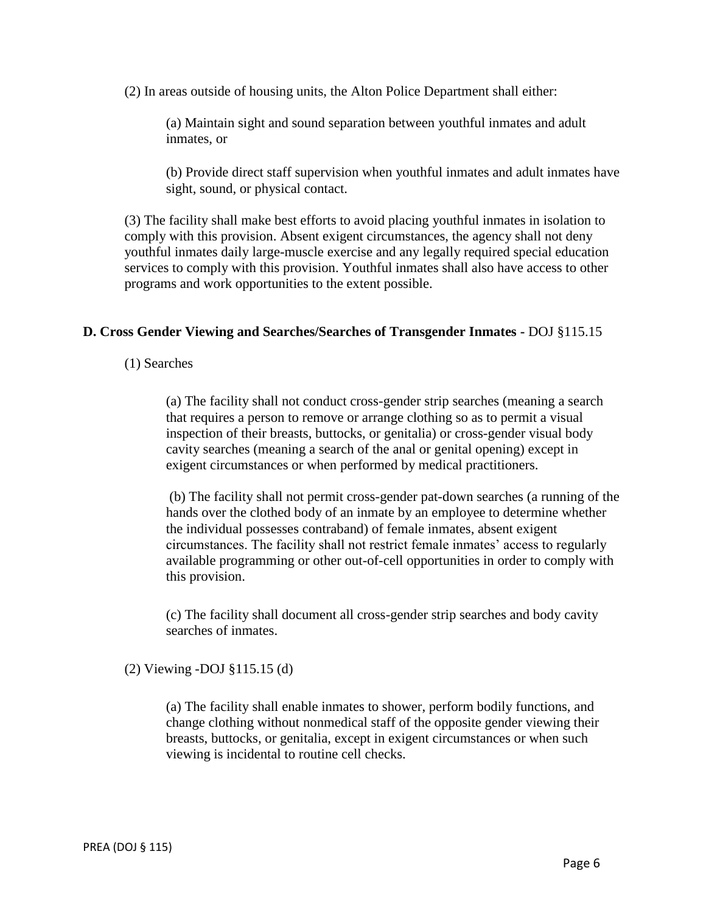(2) In areas outside of housing units, the Alton Police Department shall either:

(a) Maintain sight and sound separation between youthful inmates and adult inmates, or

(b) Provide direct staff supervision when youthful inmates and adult inmates have sight, sound, or physical contact.

(3) The facility shall make best efforts to avoid placing youthful inmates in isolation to comply with this provision. Absent exigent circumstances, the agency shall not deny youthful inmates daily large-muscle exercise and any legally required special education services to comply with this provision. Youthful inmates shall also have access to other programs and work opportunities to the extent possible.

**D. Cross Gender Viewing and Searches/Searches of Transgender Inmates -** DOJ §115.15

(1) Searches

(a) The facility shall not conduct cross-gender strip searches (meaning a search that requires a person to remove or arrange clothing so as to permit a visual inspection of their breasts, buttocks, or genitalia) or cross-gender visual body cavity searches (meaning a search of the anal or genital opening) except in exigent circumstances or when performed by medical practitioners.

(b) The facility shall not permit cross-gender pat-down searches (a running of the hands over the clothed body of an inmate by an employee to determine whether the individual possesses contraband) of female inmates, absent exigent circumstances. The facility shall not restrict female inmates' access to regularly available programming or other out-of-cell opportunities in order to comply with this provision.

(c) The facility shall document all cross-gender strip searches and body cavity searches of inmates.

(2) Viewing -DOJ §115.15 (d)

(a) The facility shall enable inmates to shower, perform bodily functions, and change clothing without nonmedical staff of the opposite gender viewing their breasts, buttocks, or genitalia, except in exigent circumstances or when such viewing is incidental to routine cell checks.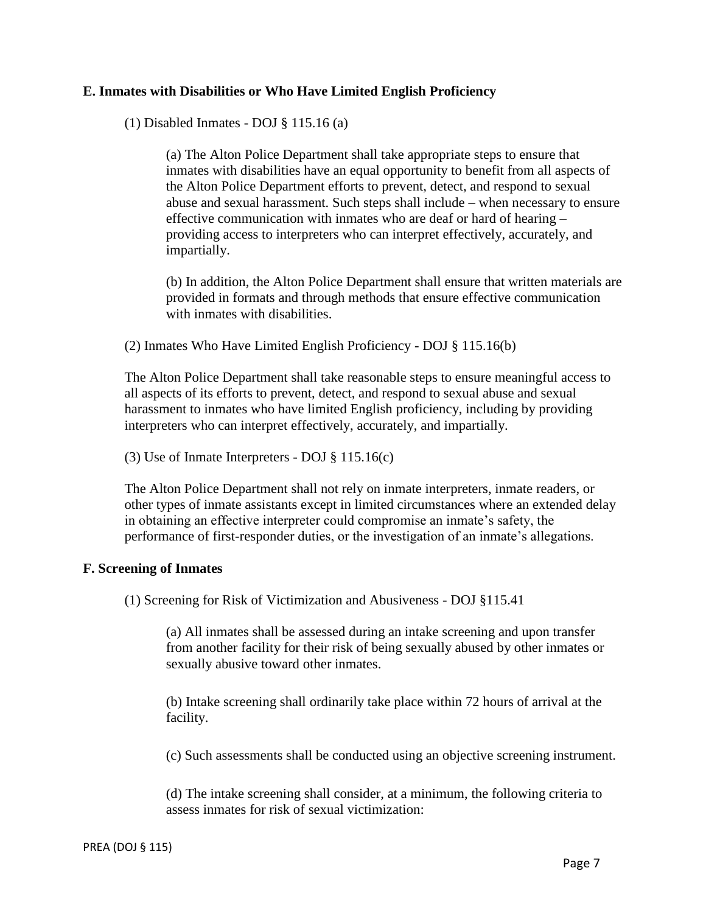**E. Inmates with Disabilities or Who Have Limited English Proficiency**

(1) Disabled Inmates - DOJ § 115.16 (a)

(a) The Alton Police Department shall take appropriate steps to ensure that inmates with disabilities have an equal opportunity to benefit from all aspects of the Alton Police Department efforts to prevent, detect, and respond to sexual abuse and sexual harassment. Such steps shall include – when necessary to ensure effective communication with inmates who are deaf or hard of hearing – providing access to interpreters who can interpret effectively, accurately, and impartially.

(b) In addition, the Alton Police Department shall ensure that written materials are provided in formats and through methods that ensure effective communication with inmates with disabilities.

(2) Inmates Who Have Limited English Proficiency - DOJ § 115.16(b)

The Alton Police Department shall take reasonable steps to ensure meaningful access to all aspects of its efforts to prevent, detect, and respond to sexual abuse and sexual harassment to inmates who have limited English proficiency, including by providing interpreters who can interpret effectively, accurately, and impartially.

(3) Use of Inmate Interpreters - DOJ § 115.16(c)

The Alton Police Department shall not rely on inmate interpreters, inmate readers, or other types of inmate assistants except in limited circumstances where an extended delay in obtaining an effective interpreter could compromise an inmate's safety, the performance of first-responder duties, or the investigation of an inmate's allegations.

**F. Screening of Inmates**

(1) Screening for Risk of Victimization and Abusiveness - DOJ §115.41

(a) All inmates shall be assessed during an intake screening and upon transfer from another facility for their risk of being sexually abused by other inmates or sexually abusive toward other inmates.

(b) Intake screening shall ordinarily take place within 72 hours of arrival at the facility.

(c) Such assessments shall be conducted using an objective screening instrument.

(d) The intake screening shall consider, at a minimum, the following criteria to assess inmates for risk of sexual victimization: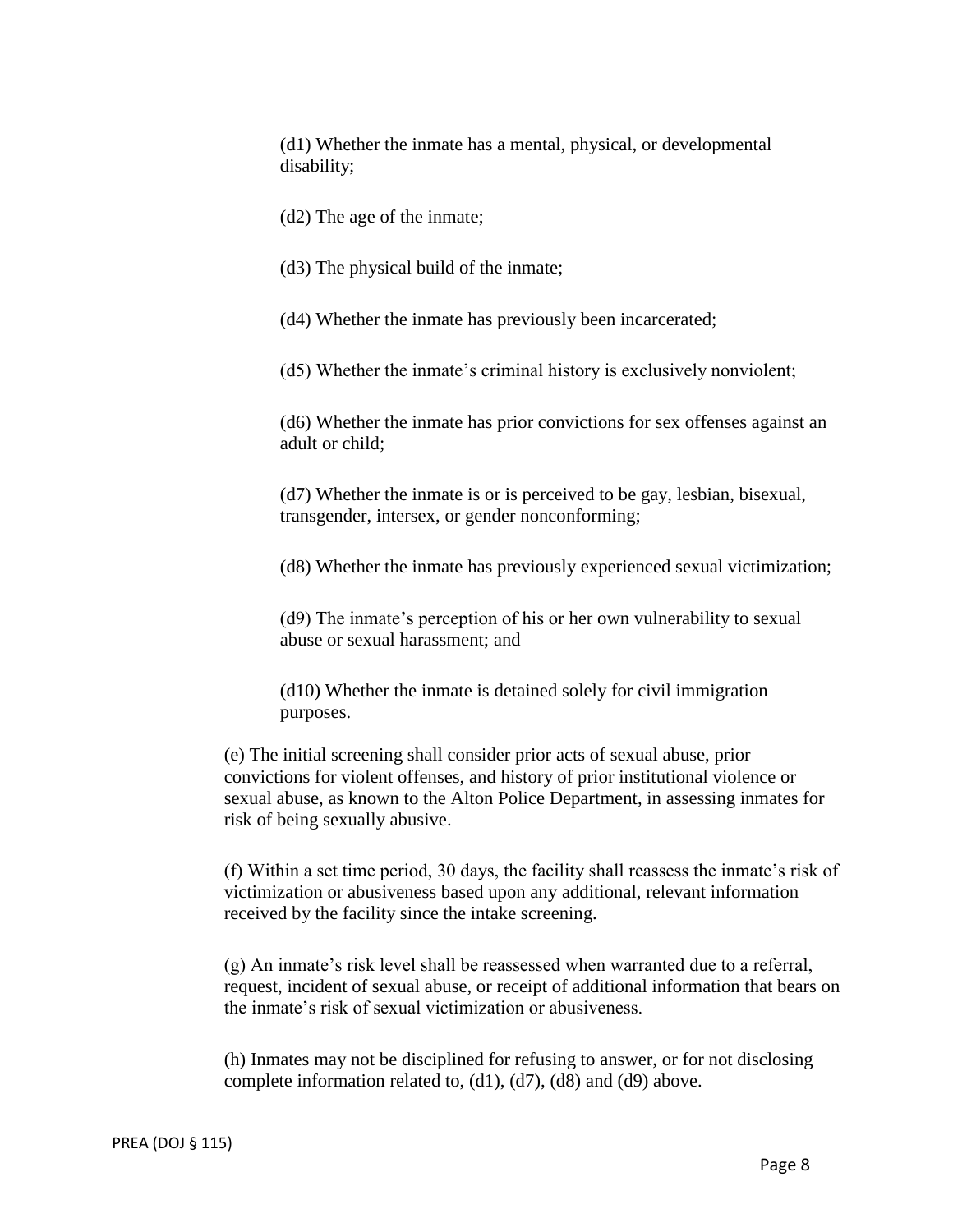(d1) Whether the inmate has a mental, physical, or developmental disability;

(d2) The age of the inmate;

(d3) The physical build of the inmate;

(d4) Whether the inmate has previously been incarcerated;

(d5) Whether the inmate's criminal history is exclusively nonviolent;

(d6) Whether the inmate has prior convictions for sex offenses against an adult or child;

(d7) Whether the inmate is or is perceived to be gay, lesbian, bisexual, transgender, intersex, or gender nonconforming;

(d8) Whether the inmate has previously experienced sexual victimization;

(d9) The inmate's perception of his or her own vulnerability to sexual abuse or sexual harassment; and

(d10) Whether the inmate is detained solely for civil immigration purposes.

(e) The initial screening shall consider prior acts of sexual abuse, prior convictions for violent offenses, and history of prior institutional violence or sexual abuse, as known to the Alton Police Department, in assessing inmates for risk of being sexually abusive.

(f) Within a set time period, 30 days, the facility shall reassess the inmate's risk of victimization or abusiveness based upon any additional, relevant information received by the facility since the intake screening.

(g) An inmate's risk level shall be reassessed when warranted due to a referral, request, incident of sexual abuse, or receipt of additional information that bears on the inmate's risk of sexual victimization or abusiveness.

(h) Inmates may not be disciplined for refusing to answer, or for not disclosing complete information related to, (d1), (d7), (d8) and (d9) above.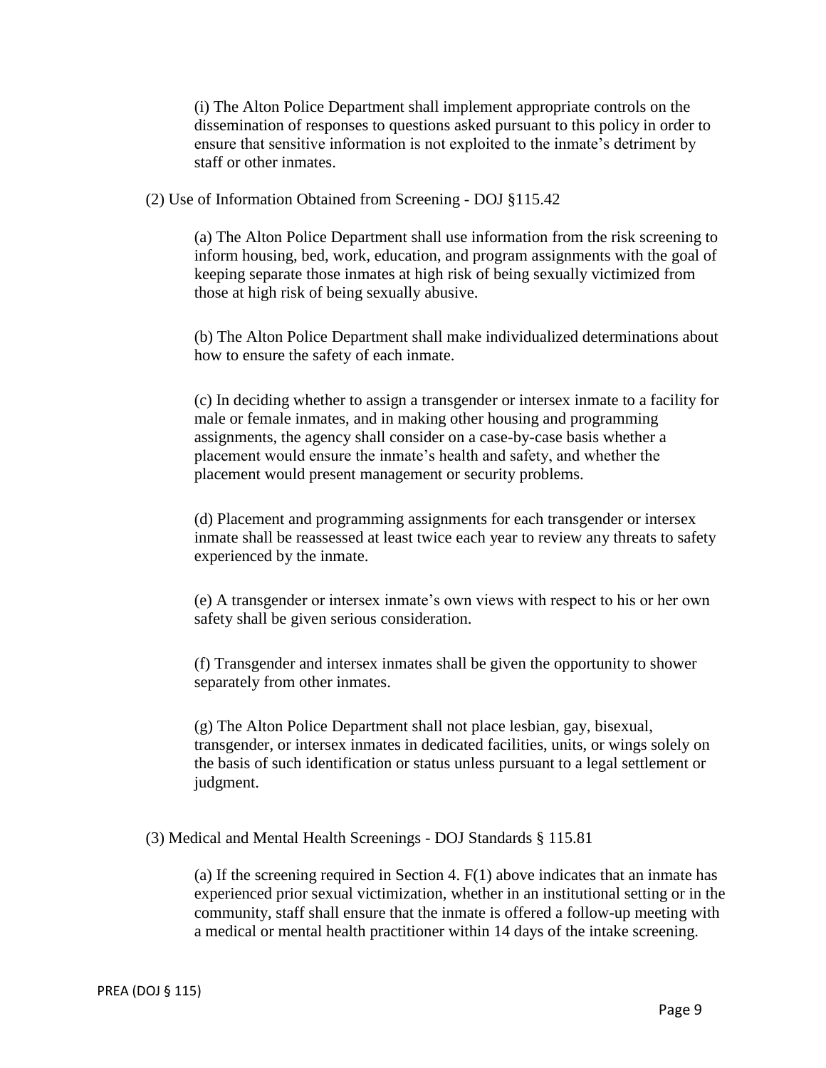(i) The Alton Police Department shall implement appropriate controls on the dissemination of responses to questions asked pursuant to this policy in order to ensure that sensitive information is not exploited to the inmate's detriment by staff or other inmates.

(2) Use of Information Obtained from Screening - DOJ §115.42

(a) The Alton Police Department shall use information from the risk screening to inform housing, bed, work, education, and program assignments with the goal of keeping separate those inmates at high risk of being sexually victimized from those at high risk of being sexually abusive.

(b) The Alton Police Department shall make individualized determinations about how to ensure the safety of each inmate.

(c) In deciding whether to assign a transgender or intersex inmate to a facility for male or female inmates, and in making other housing and programming assignments, the agency shall consider on a case-by-case basis whether a placement would ensure the inmate's health and safety, and whether the placement would present management or security problems.

(d) Placement and programming assignments for each transgender or intersex inmate shall be reassessed at least twice each year to review any threats to safety experienced by the inmate.

(e) A transgender or intersex inmate's own views with respect to his or her own safety shall be given serious consideration.

(f) Transgender and intersex inmates shall be given the opportunity to shower separately from other inmates.

(g) The Alton Police Department shall not place lesbian, gay, bisexual, transgender, or intersex inmates in dedicated facilities, units, or wings solely on the basis of such identification or status unless pursuant to a legal settlement or judgment.

(3) Medical and Mental Health Screenings - DOJ Standards § 115.81

(a) If the screening required in Section 4. F(1) above indicates that an inmate has experienced prior sexual victimization, whether in an institutional setting or in the community, staff shall ensure that the inmate is offered a follow-up meeting with a medical or mental health practitioner within 14 days of the intake screening.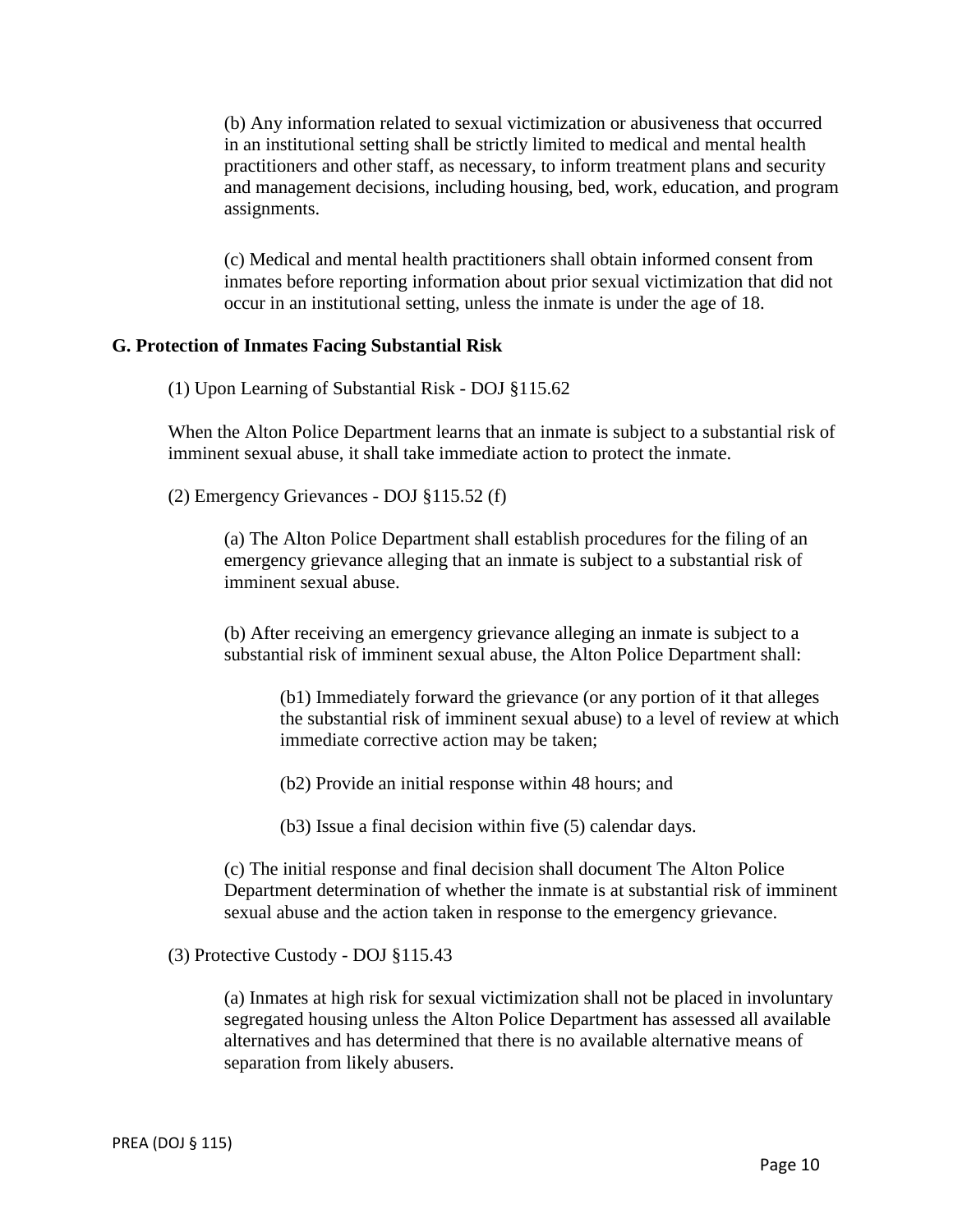(b) Any information related to sexual victimization or abusiveness that occurred in an institutional setting shall be strictly limited to medical and mental health practitioners and other staff, as necessary, to inform treatment plans and security and management decisions, including housing, bed, work, education, and program assignments.

(c) Medical and mental health practitioners shall obtain informed consent from inmates before reporting information about prior sexual victimization that did not occur in an institutional setting, unless the inmate is under the age of 18.

**G. Protection of Inmates Facing Substantial Risk**

(1) Upon Learning of Substantial Risk - DOJ §115.62

When the Alton Police Department learns that an inmate is subject to a substantial risk of imminent sexual abuse, it shall take immediate action to protect the inmate.

(2) Emergency Grievances - DOJ §115.52 (f)

(a) The Alton Police Department shall establish procedures for the filing of an emergency grievance alleging that an inmate is subject to a substantial risk of imminent sexual abuse.

(b) After receiving an emergency grievance alleging an inmate is subject to a substantial risk of imminent sexual abuse, the Alton Police Department shall:

(b1) Immediately forward the grievance (or any portion of it that alleges the substantial risk of imminent sexual abuse) to a level of review at which immediate corrective action may be taken;

(b2) Provide an initial response within 48 hours; and

(b3) Issue a final decision within five (5) calendar days.

(c) The initial response and final decision shall document The Alton Police Department determination of whether the inmate is at substantial risk of imminent sexual abuse and the action taken in response to the emergency grievance.

(3) Protective Custody - DOJ §115.43

(a) Inmates at high risk for sexual victimization shall not be placed in involuntary segregated housing unless the Alton Police Department has assessed all available alternatives and has determined that there is no available alternative means of separation from likely abusers.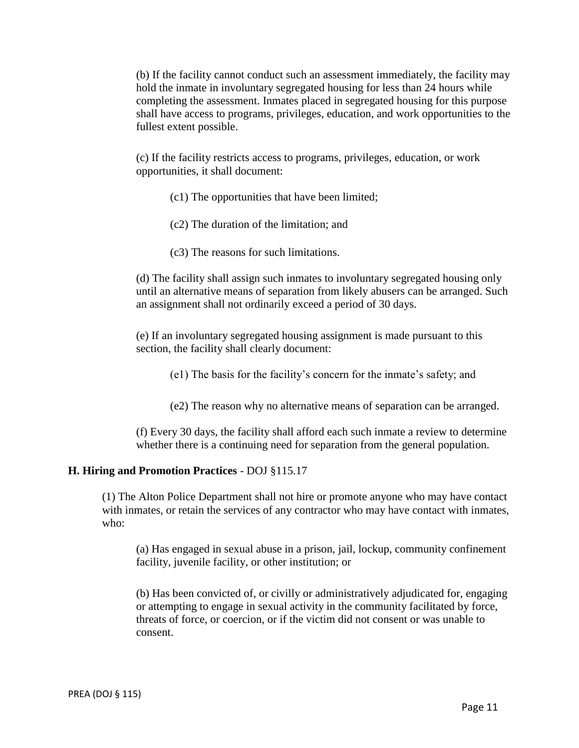(b) If the facility cannot conduct such an assessment immediately, the facility may hold the inmate in involuntary segregated housing for less than 24 hours while completing the assessment. Inmates placed in segregated housing for this purpose shall have access to programs, privileges, education, and work opportunities to the fullest extent possible.

(c) If the facility restricts access to programs, privileges, education, or work opportunities, it shall document:

(c1) The opportunities that have been limited;

(c2) The duration of the limitation; and

(c3) The reasons for such limitations.

(d) The facility shall assign such inmates to involuntary segregated housing only until an alternative means of separation from likely abusers can be arranged. Such an assignment shall not ordinarily exceed a period of 30 days.

(e) If an involuntary segregated housing assignment is made pursuant to this section, the facility shall clearly document:

(e1) The basis for the facility's concern for the inmate's safety; and

(e2) The reason why no alternative means of separation can be arranged.

(f) Every 30 days, the facility shall afford each such inmate a review to determine whether there is a continuing need for separation from the general population.

**H. Hiring and Promotion Practices** - DOJ §115.17

(1) The Alton Police Department shall not hire or promote anyone who may have contact with inmates, or retain the services of any contractor who may have contact with inmates, who:

(a) Has engaged in sexual abuse in a prison, jail, lockup, community confinement facility, juvenile facility, or other institution; or

(b) Has been convicted of, or civilly or administratively adjudicated for, engaging or attempting to engage in sexual activity in the community facilitated by force, threats of force, or coercion, or if the victim did not consent or was unable to consent.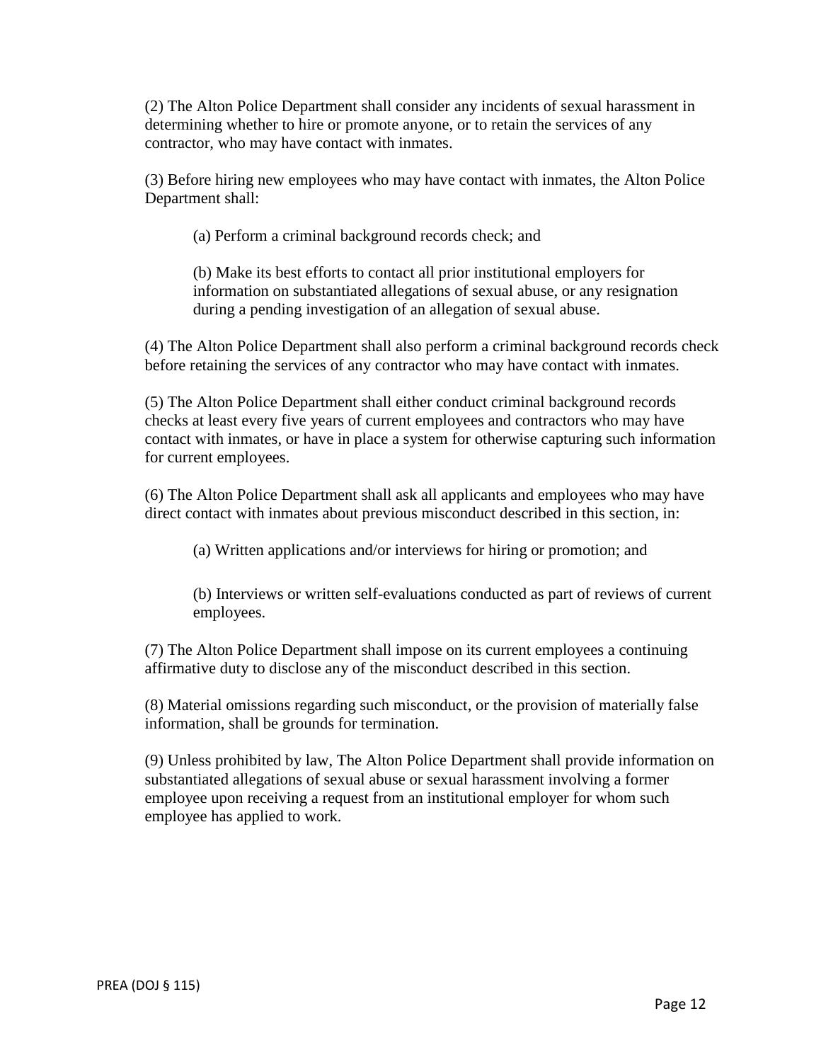(2) The Alton Police Department shall consider any incidents of sexual harassment in determining whether to hire or promote anyone, or to retain the services of any contractor, who may have contact with inmates.

(3) Before hiring new employees who may have contact with inmates, the Alton Police Department shall:

> (a) Perform a criminal background records check; and
>
> (b) Make its best efforts to contact all prior institutional employers for information on substantiated allegations of sexual abuse, or any resignation during a pending investigation of an allegation of sexual abuse.

(4) The Alton Police Department shall also perform a criminal background records check before retaining the services of any contractor who may have contact with inmates.

(5) The Alton Police Department shall either conduct criminal background records checks at least every five years of current employees and contractors who may have contact with inmates, or have in place a system for otherwise capturing such information for current employees.

(6) The Alton Police Department shall ask all applicants and employees who may have direct contact with inmates about previous misconduct described in this section, in:

> (a) Written applications and/or interviews for hiring or promotion; and
>
> (b) Interviews or written self-evaluations conducted as part of reviews of current employees.

(7) The Alton Police Department shall impose on its current employees a continuing affirmative duty to disclose any of the misconduct described in this section.

(8) Material omissions regarding such misconduct, or the provision of materially false information, shall be grounds for termination.

(9) Unless prohibited by law, The Alton Police Department shall provide information on substantiated allegations of sexual abuse or sexual harassment involving a former employee upon receiving a request from an institutional employer for whom such employee has applied to work.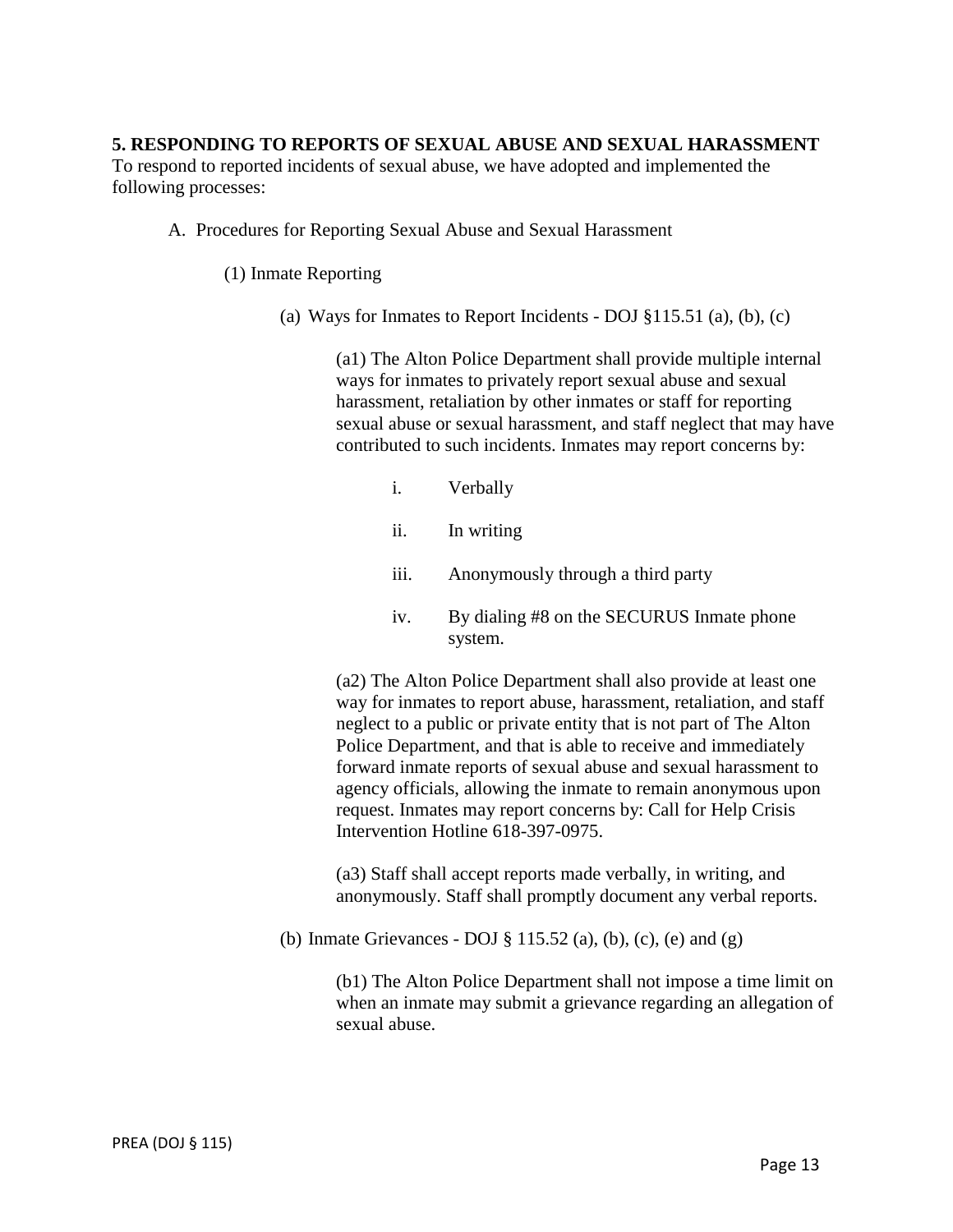## 5. RESPONDING TO REPORTS OF SEXUAL ABUSE AND SEXUAL HARASSMENT

To respond to reported incidents of sexual abuse, we have adopted and implemented the following processes:

A. Procedures for Reporting Sexual Abuse and Sexual Harassment

(1) Inmate Reporting

(a) Ways for Inmates to Report Incidents - DOJ §115.51 (a), (b), (c)

(a1) The Alton Police Department shall provide multiple internal ways for inmates to privately report sexual abuse and sexual harassment, retaliation by other inmates or staff for reporting sexual abuse or sexual harassment, and staff neglect that may have contributed to such incidents. Inmates may report concerns by:

i. Verbally

ii. In writing

iii. Anonymously through a third party

iv. By dialing #8 on the SECURUS Inmate phone system.

(a2) The Alton Police Department shall also provide at least one way for inmates to report abuse, harassment, retaliation, and staff neglect to a public or private entity that is not part of The Alton Police Department, and that is able to receive and immediately forward inmate reports of sexual abuse and sexual harassment to agency officials, allowing the inmate to remain anonymous upon request. Inmates may report concerns by: Call for Help Crisis Intervention Hotline 618-397-0975.

(a3) Staff shall accept reports made verbally, in writing, and anonymously. Staff shall promptly document any verbal reports.

(b) Inmate Grievances - DOJ § 115.52 (a), (b), (c), (e) and (g)

(b1) The Alton Police Department shall not impose a time limit on when an inmate may submit a grievance regarding an allegation of sexual abuse.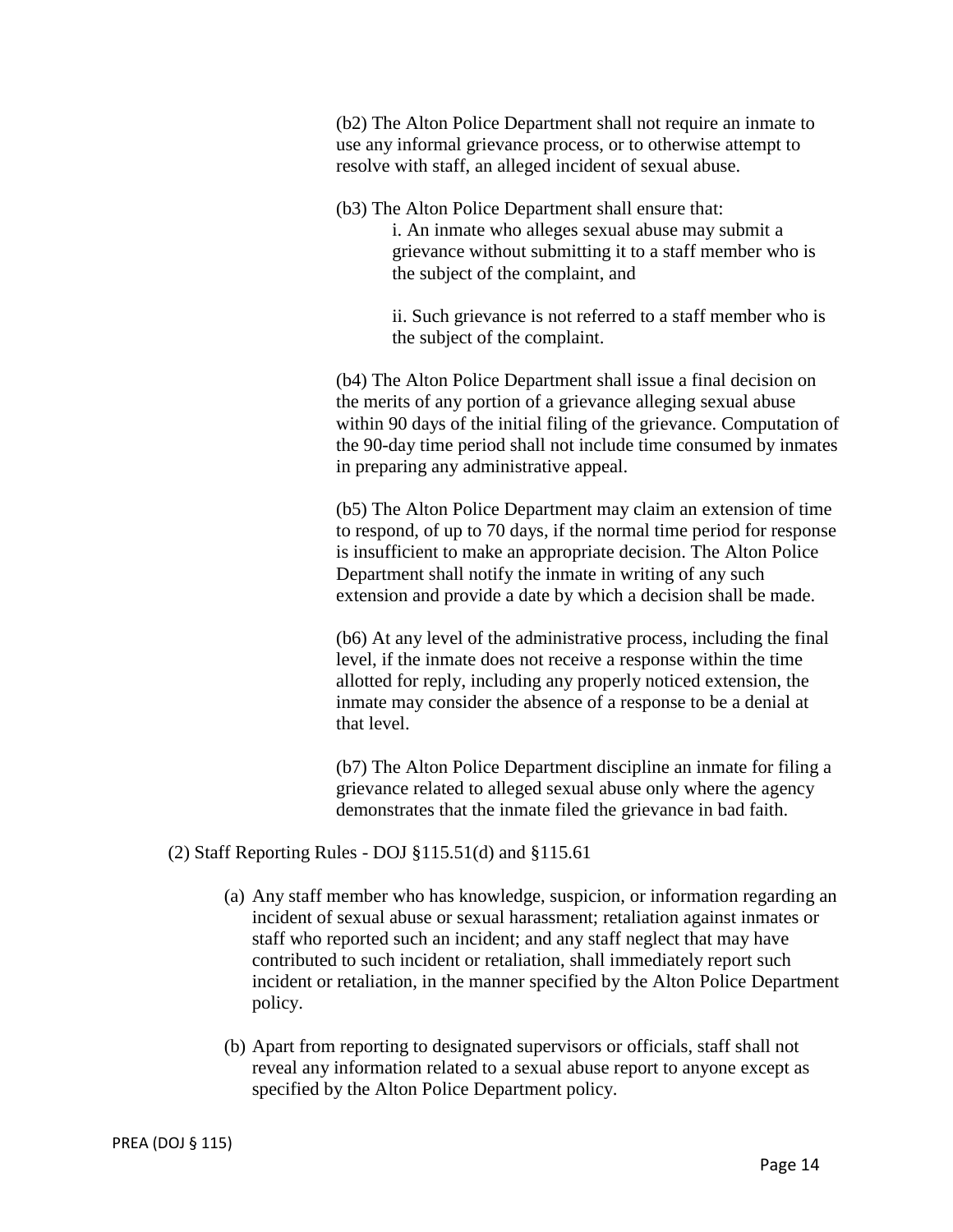(b2) The Alton Police Department shall not require an inmate to use any informal grievance process, or to otherwise attempt to resolve with staff, an alleged incident of sexual abuse.

(b3) The Alton Police Department shall ensure that:

i. An inmate who alleges sexual abuse may submit a grievance without submitting it to a staff member who is the subject of the complaint, and

ii. Such grievance is not referred to a staff member who is the subject of the complaint.

(b4) The Alton Police Department shall issue a final decision on the merits of any portion of a grievance alleging sexual abuse within 90 days of the initial filing of the grievance. Computation of the 90-day time period shall not include time consumed by inmates in preparing any administrative appeal.

(b5) The Alton Police Department may claim an extension of time to respond, of up to 70 days, if the normal time period for response is insufficient to make an appropriate decision. The Alton Police Department shall notify the inmate in writing of any such extension and provide a date by which a decision shall be made.

(b6) At any level of the administrative process, including the final level, if the inmate does not receive a response within the time allotted for reply, including any properly noticed extension, the inmate may consider the absence of a response to be a denial at that level.

(b7) The Alton Police Department discipline an inmate for filing a grievance related to alleged sexual abuse only where the agency demonstrates that the inmate filed the grievance in bad faith.

(2) Staff Reporting Rules - DOJ §115.51(d) and §115.61

(a) Any staff member who has knowledge, suspicion, or information regarding an incident of sexual abuse or sexual harassment; retaliation against inmates or staff who reported such an incident; and any staff neglect that may have contributed to such incident or retaliation, shall immediately report such incident or retaliation, in the manner specified by the Alton Police Department policy.

(b) Apart from reporting to designated supervisors or officials, staff shall not reveal any information related to a sexual abuse report to anyone except as specified by the Alton Police Department policy.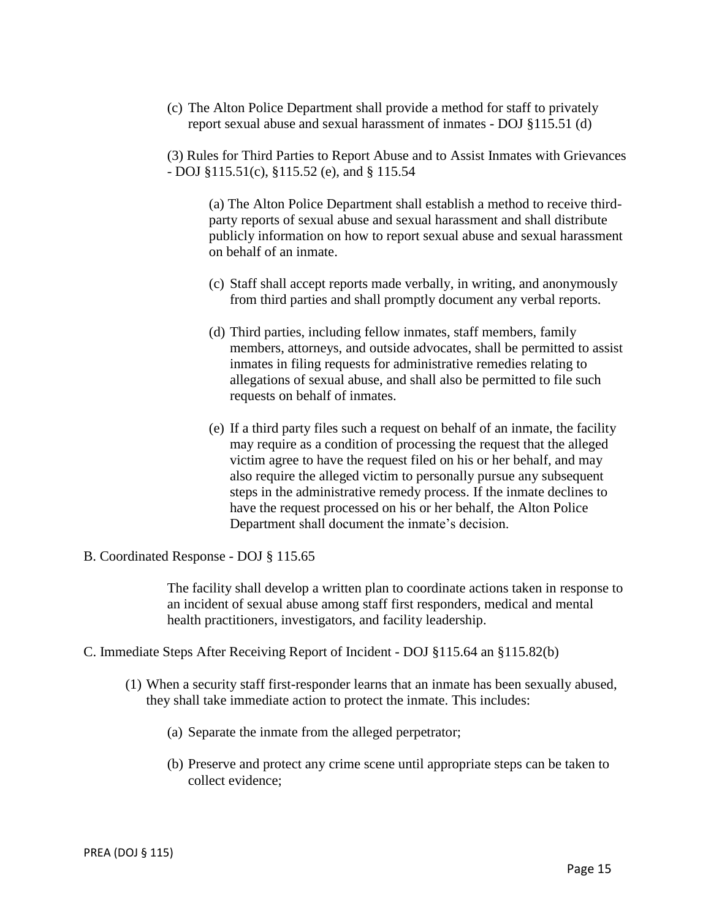(c) The Alton Police Department shall provide a method for staff to privately report sexual abuse and sexual harassment of inmates - DOJ §115.51 (d)

(3) Rules for Third Parties to Report Abuse and to Assist Inmates with Grievances - DOJ §115.51(c), §115.52 (e), and § 115.54

(a) The Alton Police Department shall establish a method to receive third-party reports of sexual abuse and sexual harassment and shall distribute publicly information on how to report sexual abuse and sexual harassment on behalf of an inmate.

(c) Staff shall accept reports made verbally, in writing, and anonymously from third parties and shall promptly document any verbal reports.

(d) Third parties, including fellow inmates, staff members, family members, attorneys, and outside advocates, shall be permitted to assist inmates in filing requests for administrative remedies relating to allegations of sexual abuse, and shall also be permitted to file such requests on behalf of inmates.

(e) If a third party files such a request on behalf of an inmate, the facility may require as a condition of processing the request that the alleged victim agree to have the request filed on his or her behalf, and may also require the alleged victim to personally pursue any subsequent steps in the administrative remedy process. If the inmate declines to have the request processed on his or her behalf, the Alton Police Department shall document the inmate's decision.

B. Coordinated Response - DOJ § 115.65

The facility shall develop a written plan to coordinate actions taken in response to an incident of sexual abuse among staff first responders, medical and mental health practitioners, investigators, and facility leadership.

C. Immediate Steps After Receiving Report of Incident - DOJ §115.64 an §115.82(b)

(1) When a security staff first-responder learns that an inmate has been sexually abused, they shall take immediate action to protect the inmate. This includes:

(a) Separate the inmate from the alleged perpetrator;

(b) Preserve and protect any crime scene until appropriate steps can be taken to collect evidence;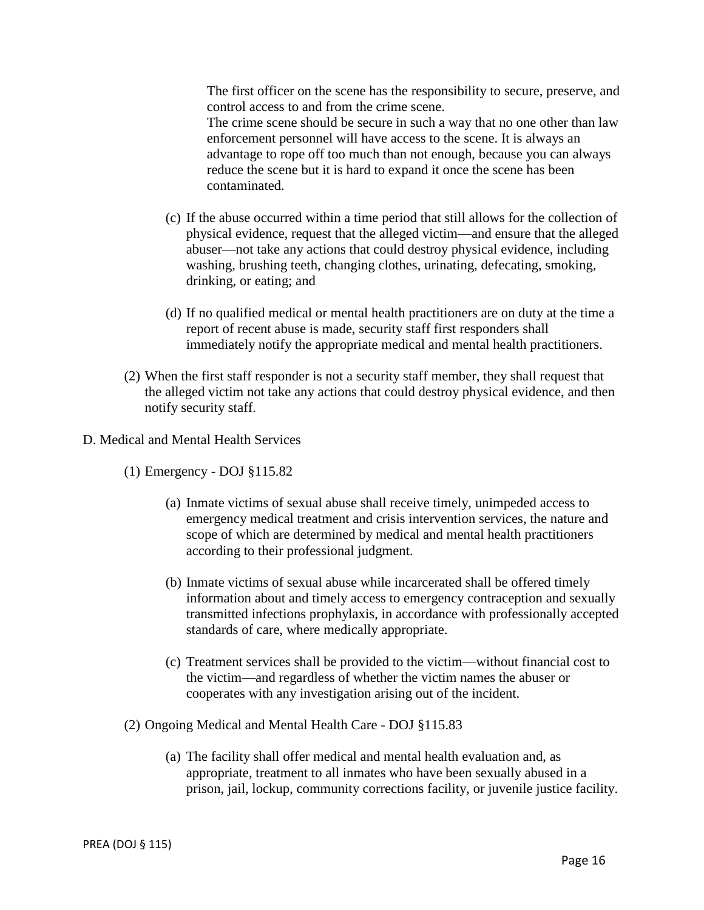The first officer on the scene has the responsibility to secure, preserve, and control access to and from the crime scene.
The crime scene should be secure in such a way that no one other than law enforcement personnel will have access to the scene. It is always an advantage to rope off too much than not enough, because you can always reduce the scene but it is hard to expand it once the scene has been contaminated.

(c) If the abuse occurred within a time period that still allows for the collection of physical evidence, request that the alleged victim—and ensure that the alleged abuser—not take any actions that could destroy physical evidence, including washing, brushing teeth, changing clothes, urinating, defecating, smoking, drinking, or eating; and

(d) If no qualified medical or mental health practitioners are on duty at the time a report of recent abuse is made, security staff first responders shall immediately notify the appropriate medical and mental health practitioners.

(2) When the first staff responder is not a security staff member, they shall request that the alleged victim not take any actions that could destroy physical evidence, and then notify security staff.

D. Medical and Mental Health Services

(1) Emergency - DOJ §115.82

(a) Inmate victims of sexual abuse shall receive timely, unimpeded access to emergency medical treatment and crisis intervention services, the nature and scope of which are determined by medical and mental health practitioners according to their professional judgment.

(b) Inmate victims of sexual abuse while incarcerated shall be offered timely information about and timely access to emergency contraception and sexually transmitted infections prophylaxis, in accordance with professionally accepted standards of care, where medically appropriate.

(c) Treatment services shall be provided to the victim—without financial cost to the victim—and regardless of whether the victim names the abuser or cooperates with any investigation arising out of the incident.

(2) Ongoing Medical and Mental Health Care - DOJ §115.83

(a) The facility shall offer medical and mental health evaluation and, as appropriate, treatment to all inmates who have been sexually abused in a prison, jail, lockup, community corrections facility, or juvenile justice facility.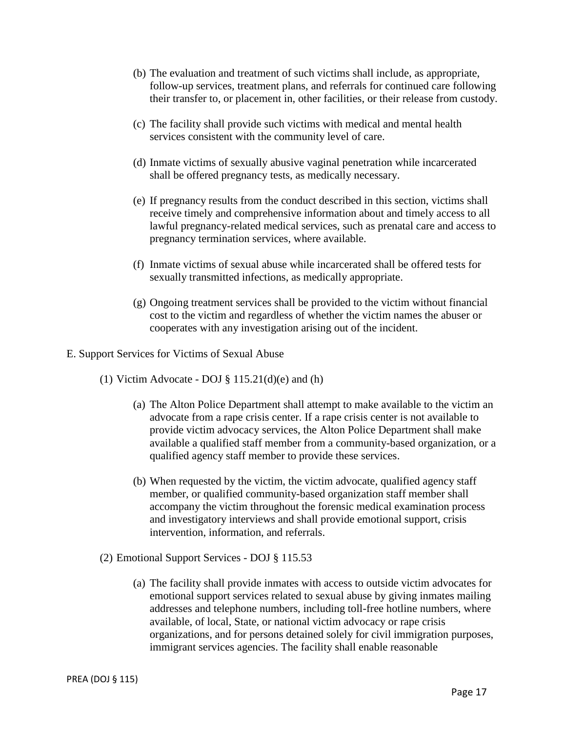(b) The evaluation and treatment of such victims shall include, as appropriate, follow-up services, treatment plans, and referrals for continued care following their transfer to, or placement in, other facilities, or their release from custody.

(c) The facility shall provide such victims with medical and mental health services consistent with the community level of care.

(d) Inmate victims of sexually abusive vaginal penetration while incarcerated shall be offered pregnancy tests, as medically necessary.

(e) If pregnancy results from the conduct described in this section, victims shall receive timely and comprehensive information about and timely access to all lawful pregnancy-related medical services, such as prenatal care and access to pregnancy termination services, where available.

(f) Inmate victims of sexual abuse while incarcerated shall be offered tests for sexually transmitted infections, as medically appropriate.

(g) Ongoing treatment services shall be provided to the victim without financial cost to the victim and regardless of whether the victim names the abuser or cooperates with any investigation arising out of the incident.

E. Support Services for Victims of Sexual Abuse

(1) Victim Advocate - DOJ § 115.21(d)(e) and (h)

(a) The Alton Police Department shall attempt to make available to the victim an advocate from a rape crisis center. If a rape crisis center is not available to provide victim advocacy services, the Alton Police Department shall make available a qualified staff member from a community-based organization, or a qualified agency staff member to provide these services.

(b) When requested by the victim, the victim advocate, qualified agency staff member, or qualified community-based organization staff member shall accompany the victim throughout the forensic medical examination process and investigatory interviews and shall provide emotional support, crisis intervention, information, and referrals.

(2) Emotional Support Services - DOJ § 115.53

(a) The facility shall provide inmates with access to outside victim advocates for emotional support services related to sexual abuse by giving inmates mailing addresses and telephone numbers, including toll-free hotline numbers, where available, of local, State, or national victim advocacy or rape crisis organizations, and for persons detained solely for civil immigration purposes, immigrant services agencies. The facility shall enable reasonable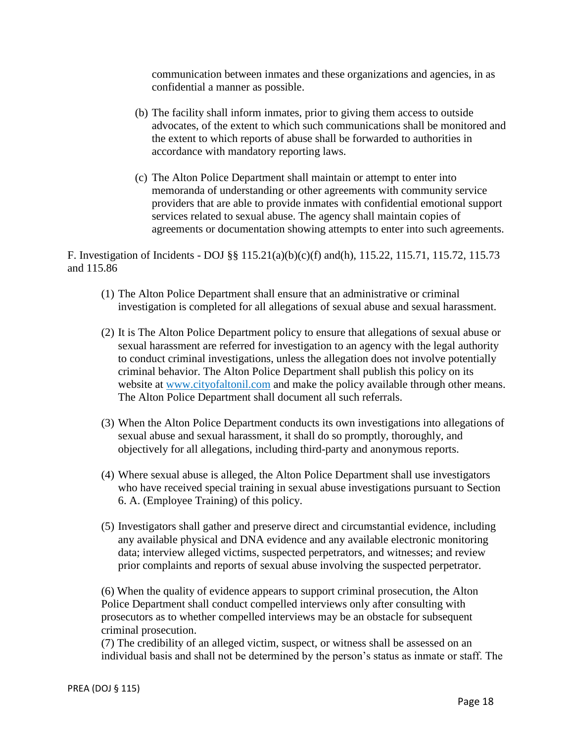communication between inmates and these organizations and agencies, in as confidential a manner as possible.

(b) The facility shall inform inmates, prior to giving them access to outside advocates, of the extent to which such communications shall be monitored and the extent to which reports of abuse shall be forwarded to authorities in accordance with mandatory reporting laws.

(c) The Alton Police Department shall maintain or attempt to enter into memoranda of understanding or other agreements with community service providers that are able to provide inmates with confidential emotional support services related to sexual abuse. The agency shall maintain copies of agreements or documentation showing attempts to enter into such agreements.

F. Investigation of Incidents - DOJ §§ 115.21(a)(b)(c)(f) and(h), 115.22, 115.71, 115.72, 115.73 and 115.86

(1) The Alton Police Department shall ensure that an administrative or criminal investigation is completed for all allegations of sexual abuse and sexual harassment.

(2) It is The Alton Police Department policy to ensure that allegations of sexual abuse or sexual harassment are referred for investigation to an agency with the legal authority to conduct criminal investigations, unless the allegation does not involve potentially criminal behavior. The Alton Police Department shall publish this policy on its website at [www.cityofaltonil.com](http://www.cityofaltonil.com) and make the policy available through other means. The Alton Police Department shall document all such referrals.

(3) When the Alton Police Department conducts its own investigations into allegations of sexual abuse and sexual harassment, it shall do so promptly, thoroughly, and objectively for all allegations, including third-party and anonymous reports.

(4) Where sexual abuse is alleged, the Alton Police Department shall use investigators who have received special training in sexual abuse investigations pursuant to Section 6. A. (Employee Training) of this policy.

(5) Investigators shall gather and preserve direct and circumstantial evidence, including any available physical and DNA evidence and any available electronic monitoring data; interview alleged victims, suspected perpetrators, and witnesses; and review prior complaints and reports of sexual abuse involving the suspected perpetrator.

(6) When the quality of evidence appears to support criminal prosecution, the Alton Police Department shall conduct compelled interviews only after consulting with prosecutors as to whether compelled interviews may be an obstacle for subsequent criminal prosecution.

(7) The credibility of an alleged victim, suspect, or witness shall be assessed on an individual basis and shall not be determined by the person's status as inmate or staff. The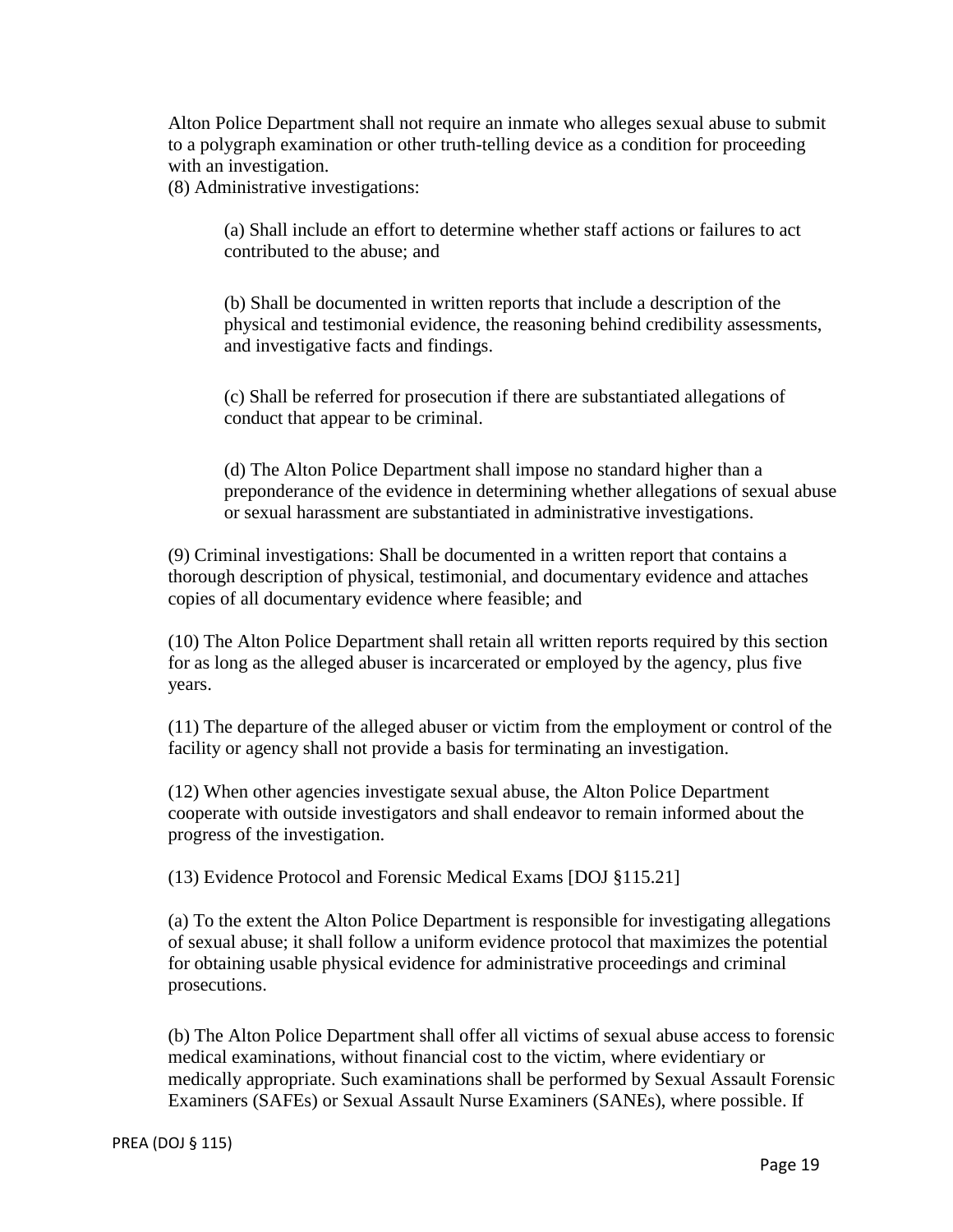Alton Police Department shall not require an inmate who alleges sexual abuse to submit to a polygraph examination or other truth-telling device as a condition for proceeding with an investigation.

(8) Administrative investigations:

> (a) Shall include an effort to determine whether staff actions or failures to act contributed to the abuse; and
>
> (b) Shall be documented in written reports that include a description of the physical and testimonial evidence, the reasoning behind credibility assessments, and investigative facts and findings.
>
> (c) Shall be referred for prosecution if there are substantiated allegations of conduct that appear to be criminal.
>
> (d) The Alton Police Department shall impose no standard higher than a preponderance of the evidence in determining whether allegations of sexual abuse or sexual harassment are substantiated in administrative investigations.

(9) Criminal investigations: Shall be documented in a written report that contains a thorough description of physical, testimonial, and documentary evidence and attaches copies of all documentary evidence where feasible; and

(10) The Alton Police Department shall retain all written reports required by this section for as long as the alleged abuser is incarcerated or employed by the agency, plus five years.

(11) The departure of the alleged abuser or victim from the employment or control of the facility or agency shall not provide a basis for terminating an investigation.

(12) When other agencies investigate sexual abuse, the Alton Police Department cooperate with outside investigators and shall endeavor to remain informed about the progress of the investigation.

(13) Evidence Protocol and Forensic Medical Exams [DOJ §115.21]

(a) To the extent the Alton Police Department is responsible for investigating allegations of sexual abuse; it shall follow a uniform evidence protocol that maximizes the potential for obtaining usable physical evidence for administrative proceedings and criminal prosecutions.

(b) The Alton Police Department shall offer all victims of sexual abuse access to forensic medical examinations, without financial cost to the victim, where evidentiary or medically appropriate. Such examinations shall be performed by Sexual Assault Forensic Examiners (SAFEs) or Sexual Assault Nurse Examiners (SANEs), where possible. If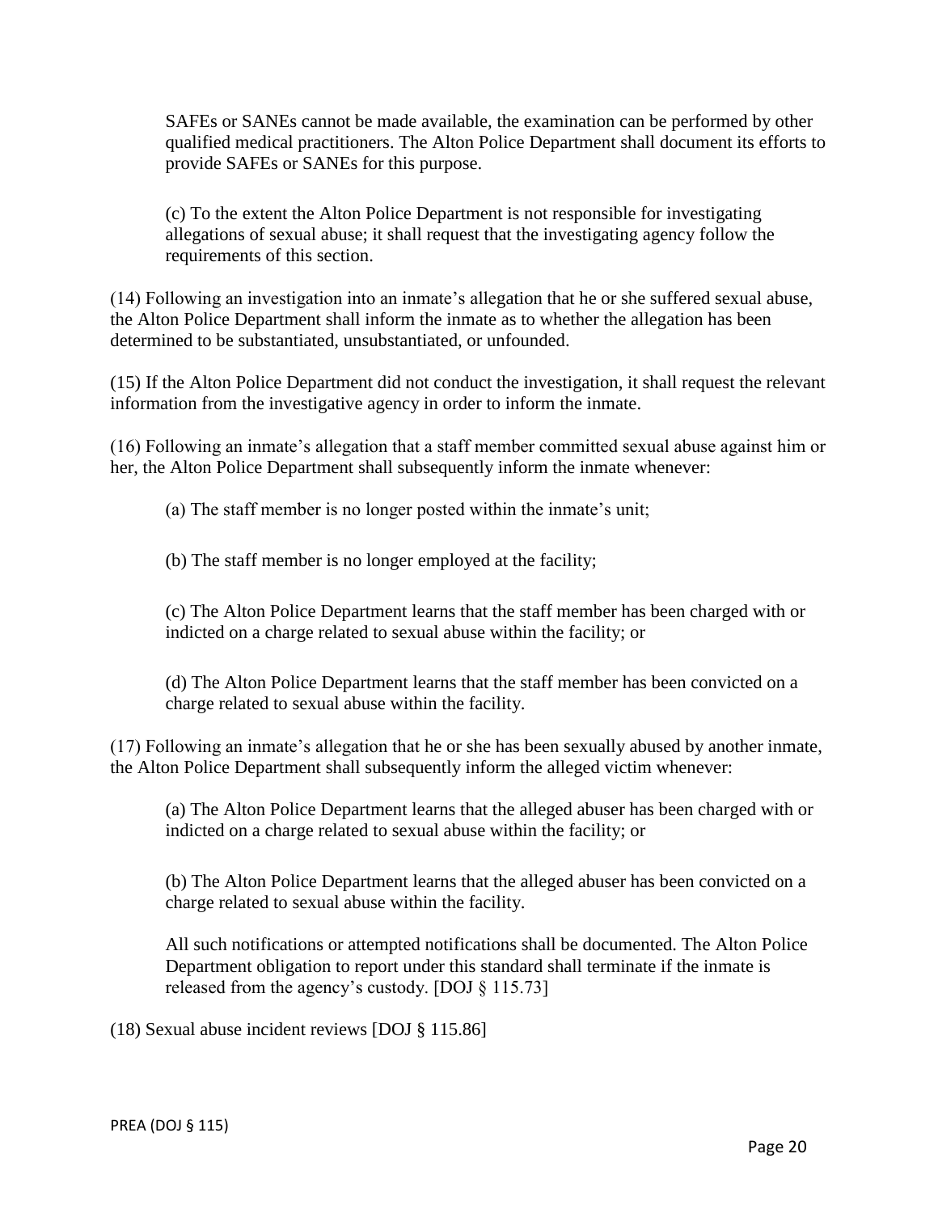SAFEs or SANEs cannot be made available, the examination can be performed by other qualified medical practitioners. The Alton Police Department shall document its efforts to provide SAFEs or SANEs for this purpose.

(c) To the extent the Alton Police Department is not responsible for investigating allegations of sexual abuse; it shall request that the investigating agency follow the requirements of this section.

(14) Following an investigation into an inmate's allegation that he or she suffered sexual abuse, the Alton Police Department shall inform the inmate as to whether the allegation has been determined to be substantiated, unsubstantiated, or unfounded.

(15) If the Alton Police Department did not conduct the investigation, it shall request the relevant information from the investigative agency in order to inform the inmate.

(16) Following an inmate's allegation that a staff member committed sexual abuse against him or her, the Alton Police Department shall subsequently inform the inmate whenever:

(a) The staff member is no longer posted within the inmate's unit;

(b) The staff member is no longer employed at the facility;

(c) The Alton Police Department learns that the staff member has been charged with or indicted on a charge related to sexual abuse within the facility; or

(d) The Alton Police Department learns that the staff member has been convicted on a charge related to sexual abuse within the facility.

(17) Following an inmate's allegation that he or she has been sexually abused by another inmate, the Alton Police Department shall subsequently inform the alleged victim whenever:

(a) The Alton Police Department learns that the alleged abuser has been charged with or indicted on a charge related to sexual abuse within the facility; or

(b) The Alton Police Department learns that the alleged abuser has been convicted on a charge related to sexual abuse within the facility.

All such notifications or attempted notifications shall be documented. The Alton Police Department obligation to report under this standard shall terminate if the inmate is released from the agency's custody. [DOJ § 115.73]

(18) Sexual abuse incident reviews [DOJ § 115.86]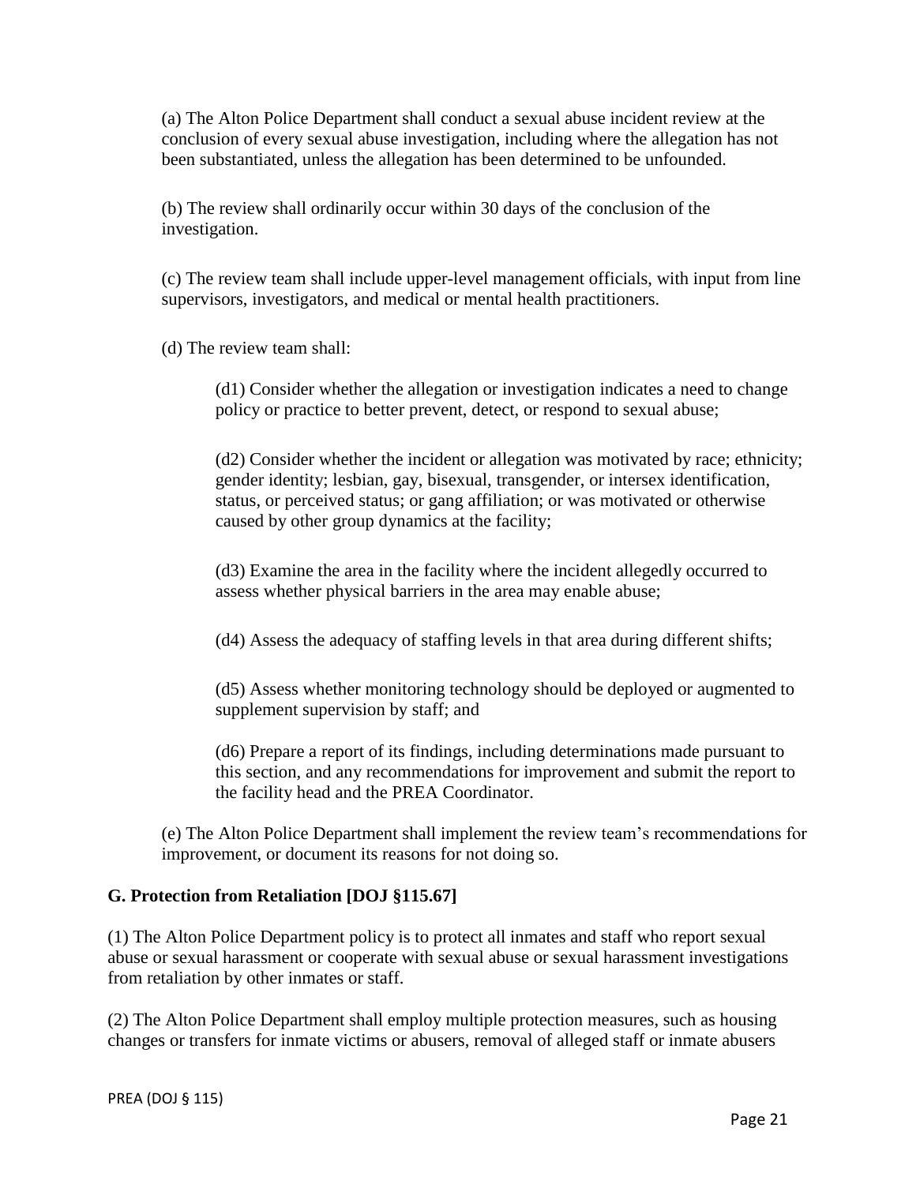(a) The Alton Police Department shall conduct a sexual abuse incident review at the conclusion of every sexual abuse investigation, including where the allegation has not been substantiated, unless the allegation has been determined to be unfounded.

(b) The review shall ordinarily occur within 30 days of the conclusion of the investigation.

(c) The review team shall include upper-level management officials, with input from line supervisors, investigators, and medical or mental health practitioners.

(d) The review team shall:

> (d1) Consider whether the allegation or investigation indicates a need to change policy or practice to better prevent, detect, or respond to sexual abuse;
>
> (d2) Consider whether the incident or allegation was motivated by race; ethnicity; gender identity; lesbian, gay, bisexual, transgender, or intersex identification, status, or perceived status; or gang affiliation; or was motivated or otherwise caused by other group dynamics at the facility;
>
> (d3) Examine the area in the facility where the incident allegedly occurred to assess whether physical barriers in the area may enable abuse;
>
> (d4) Assess the adequacy of staffing levels in that area during different shifts;
>
> (d5) Assess whether monitoring technology should be deployed or augmented to supplement supervision by staff; and
>
> (d6) Prepare a report of its findings, including determinations made pursuant to this section, and any recommendations for improvement and submit the report to the facility head and the PREA Coordinator.

(e) The Alton Police Department shall implement the review team's recommendations for improvement, or document its reasons for not doing so.

**G. Protection from Retaliation [DOJ §115.67]**

(1) The Alton Police Department policy is to protect all inmates and staff who report sexual abuse or sexual harassment or cooperate with sexual abuse or sexual harassment investigations from retaliation by other inmates or staff.

(2) The Alton Police Department shall employ multiple protection measures, such as housing changes or transfers for inmate victims or abusers, removal of alleged staff or inmate abusers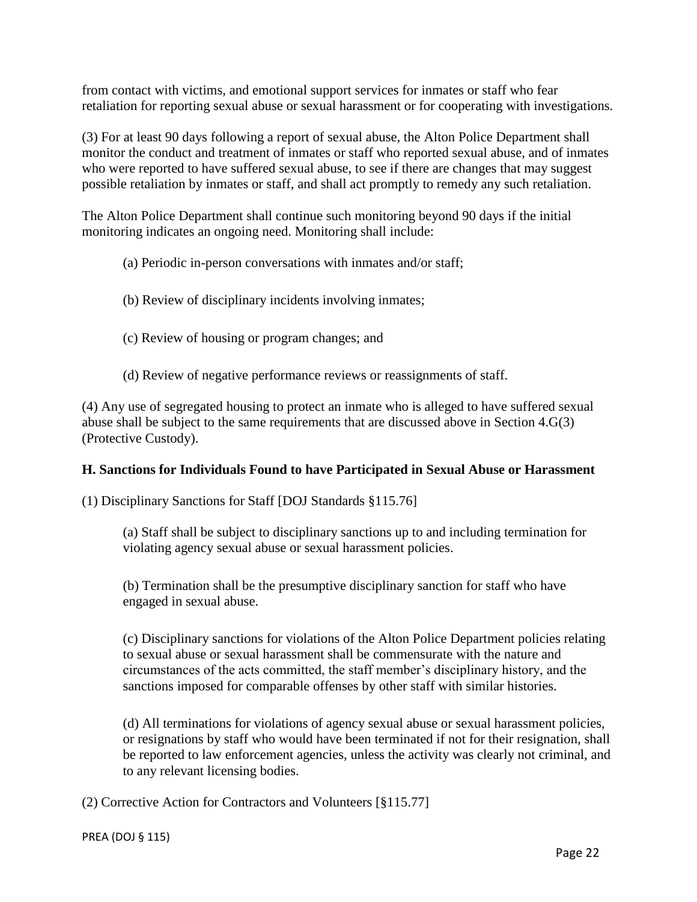from contact with victims, and emotional support services for inmates or staff who fear retaliation for reporting sexual abuse or sexual harassment or for cooperating with investigations.

(3) For at least 90 days following a report of sexual abuse, the Alton Police Department shall monitor the conduct and treatment of inmates or staff who reported sexual abuse, and of inmates who were reported to have suffered sexual abuse, to see if there are changes that may suggest possible retaliation by inmates or staff, and shall act promptly to remedy any such retaliation.

The Alton Police Department shall continue such monitoring beyond 90 days if the initial monitoring indicates an ongoing need. Monitoring shall include:

(a) Periodic in-person conversations with inmates and/or staff;

(b) Review of disciplinary incidents involving inmates;

(c) Review of housing or program changes; and

(d) Review of negative performance reviews or reassignments of staff.

(4) Any use of segregated housing to protect an inmate who is alleged to have suffered sexual abuse shall be subject to the same requirements that are discussed above in Section 4.G(3) (Protective Custody).

**H. Sanctions for Individuals Found to have Participated in Sexual Abuse or Harassment**

(1) Disciplinary Sanctions for Staff [DOJ Standards §115.76]

(a) Staff shall be subject to disciplinary sanctions up to and including termination for violating agency sexual abuse or sexual harassment policies.

(b) Termination shall be the presumptive disciplinary sanction for staff who have engaged in sexual abuse.

(c) Disciplinary sanctions for violations of the Alton Police Department policies relating to sexual abuse or sexual harassment shall be commensurate with the nature and circumstances of the acts committed, the staff member's disciplinary history, and the sanctions imposed for comparable offenses by other staff with similar histories.

(d) All terminations for violations of agency sexual abuse or sexual harassment policies, or resignations by staff who would have been terminated if not for their resignation, shall be reported to law enforcement agencies, unless the activity was clearly not criminal, and to any relevant licensing bodies.

(2) Corrective Action for Contractors and Volunteers [§115.77]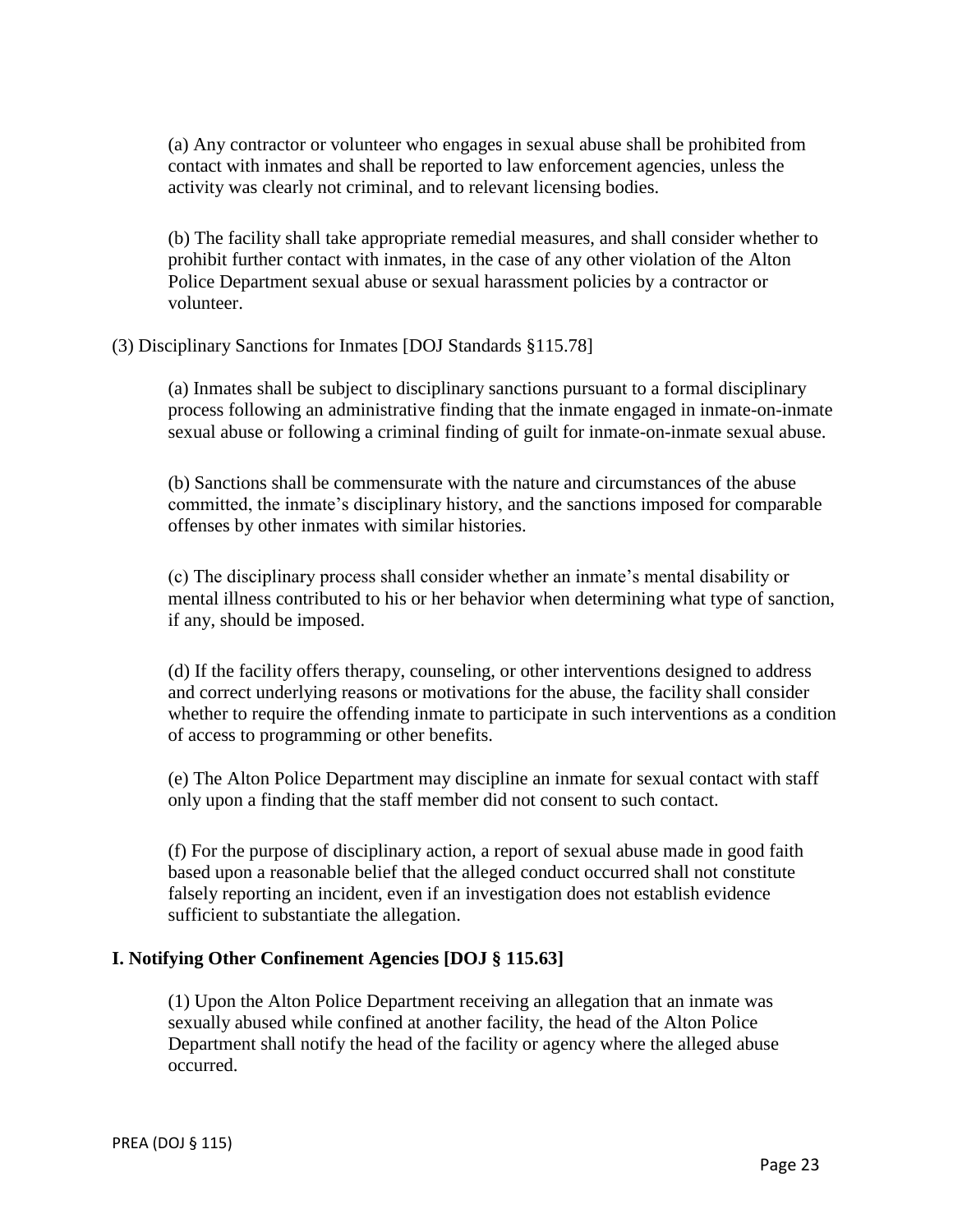(a) Any contractor or volunteer who engages in sexual abuse shall be prohibited from contact with inmates and shall be reported to law enforcement agencies, unless the activity was clearly not criminal, and to relevant licensing bodies.

(b) The facility shall take appropriate remedial measures, and shall consider whether to prohibit further contact with inmates, in the case of any other violation of the Alton Police Department sexual abuse or sexual harassment policies by a contractor or volunteer.

(3) Disciplinary Sanctions for Inmates [DOJ Standards §115.78]

(a) Inmates shall be subject to disciplinary sanctions pursuant to a formal disciplinary process following an administrative finding that the inmate engaged in inmate-on-inmate sexual abuse or following a criminal finding of guilt for inmate-on-inmate sexual abuse.

(b) Sanctions shall be commensurate with the nature and circumstances of the abuse committed, the inmate's disciplinary history, and the sanctions imposed for comparable offenses by other inmates with similar histories.

(c) The disciplinary process shall consider whether an inmate's mental disability or mental illness contributed to his or her behavior when determining what type of sanction, if any, should be imposed.

(d) If the facility offers therapy, counseling, or other interventions designed to address and correct underlying reasons or motivations for the abuse, the facility shall consider whether to require the offending inmate to participate in such interventions as a condition of access to programming or other benefits.

(e) The Alton Police Department may discipline an inmate for sexual contact with staff only upon a finding that the staff member did not consent to such contact.

(f) For the purpose of disciplinary action, a report of sexual abuse made in good faith based upon a reasonable belief that the alleged conduct occurred shall not constitute falsely reporting an incident, even if an investigation does not establish evidence sufficient to substantiate the allegation.

**I. Notifying Other Confinement Agencies [DOJ § 115.63]**

(1) Upon the Alton Police Department receiving an allegation that an inmate was sexually abused while confined at another facility, the head of the Alton Police Department shall notify the head of the facility or agency where the alleged abuse occurred.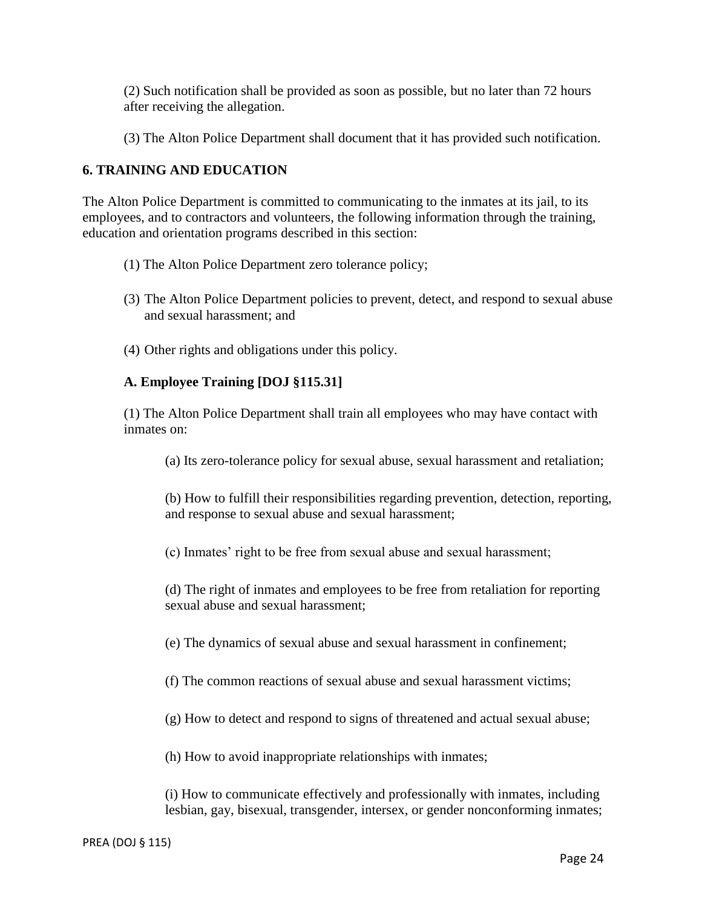(2) Such notification shall be provided as soon as possible, but no later than 72 hours after receiving the allegation.

(3) The Alton Police Department shall document that it has provided such notification.

## 6. TRAINING AND EDUCATION

The Alton Police Department is committed to communicating to the inmates at its jail, to its employees, and to contractors and volunteers, the following information through the training, education and orientation programs described in this section:

(1) The Alton Police Department zero tolerance policy;

(3) The Alton Police Department policies to prevent, detect, and respond to sexual abuse and sexual harassment; and

(4) Other rights and obligations under this policy.

### A. Employee Training [DOJ §115.31]

(1) The Alton Police Department shall train all employees who may have contact with inmates on:

(a) Its zero-tolerance policy for sexual abuse, sexual harassment and retaliation;

(b) How to fulfill their responsibilities regarding prevention, detection, reporting, and response to sexual abuse and sexual harassment;

(c) Inmates' right to be free from sexual abuse and sexual harassment;

(d) The right of inmates and employees to be free from retaliation for reporting sexual abuse and sexual harassment;

(e) The dynamics of sexual abuse and sexual harassment in confinement;

(f) The common reactions of sexual abuse and sexual harassment victims;

(g) How to detect and respond to signs of threatened and actual sexual abuse;

(h) How to avoid inappropriate relationships with inmates;

(i) How to communicate effectively and professionally with inmates, including lesbian, gay, bisexual, transgender, intersex, or gender nonconforming inmates;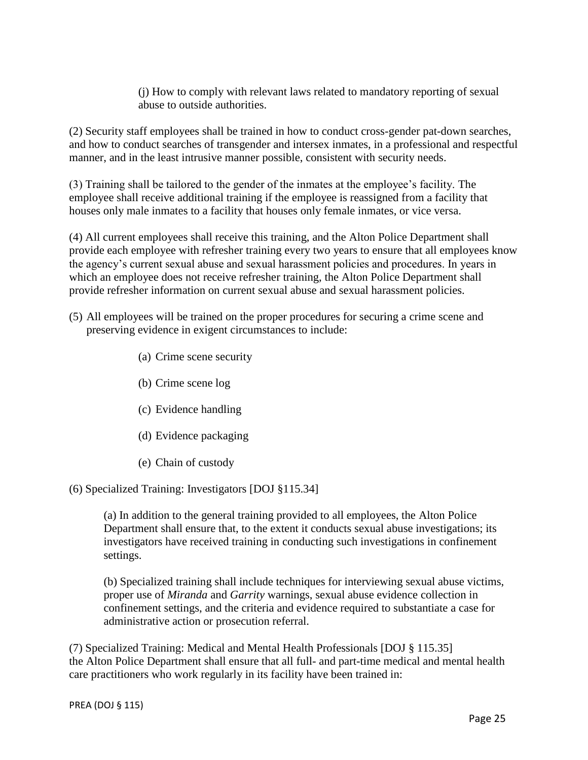(j) How to comply with relevant laws related to mandatory reporting of sexual abuse to outside authorities.

(2) Security staff employees shall be trained in how to conduct cross-gender pat-down searches, and how to conduct searches of transgender and intersex inmates, in a professional and respectful manner, and in the least intrusive manner possible, consistent with security needs.

(3) Training shall be tailored to the gender of the inmates at the employee's facility. The employee shall receive additional training if the employee is reassigned from a facility that houses only male inmates to a facility that houses only female inmates, or vice versa.

(4) All current employees shall receive this training, and the Alton Police Department shall provide each employee with refresher training every two years to ensure that all employees know the agency's current sexual abuse and sexual harassment policies and procedures. In years in which an employee does not receive refresher training, the Alton Police Department shall provide refresher information on current sexual abuse and sexual harassment policies.

(5) All employees will be trained on the proper procedures for securing a crime scene and preserving evidence in exigent circumstances to include:

(a) Crime scene security

(b) Crime scene log

(c) Evidence handling

(d) Evidence packaging

(e) Chain of custody

(6) Specialized Training: Investigators [DOJ §115.34]

(a) In addition to the general training provided to all employees, the Alton Police Department shall ensure that, to the extent it conducts sexual abuse investigations; its investigators have received training in conducting such investigations in confinement settings.

(b) Specialized training shall include techniques for interviewing sexual abuse victims, proper use of *Miranda* and *Garrity* warnings, sexual abuse evidence collection in confinement settings, and the criteria and evidence required to substantiate a case for administrative action or prosecution referral.

(7) Specialized Training: Medical and Mental Health Professionals [DOJ § 115.35] the Alton Police Department shall ensure that all full- and part-time medical and mental health care practitioners who work regularly in its facility have been trained in: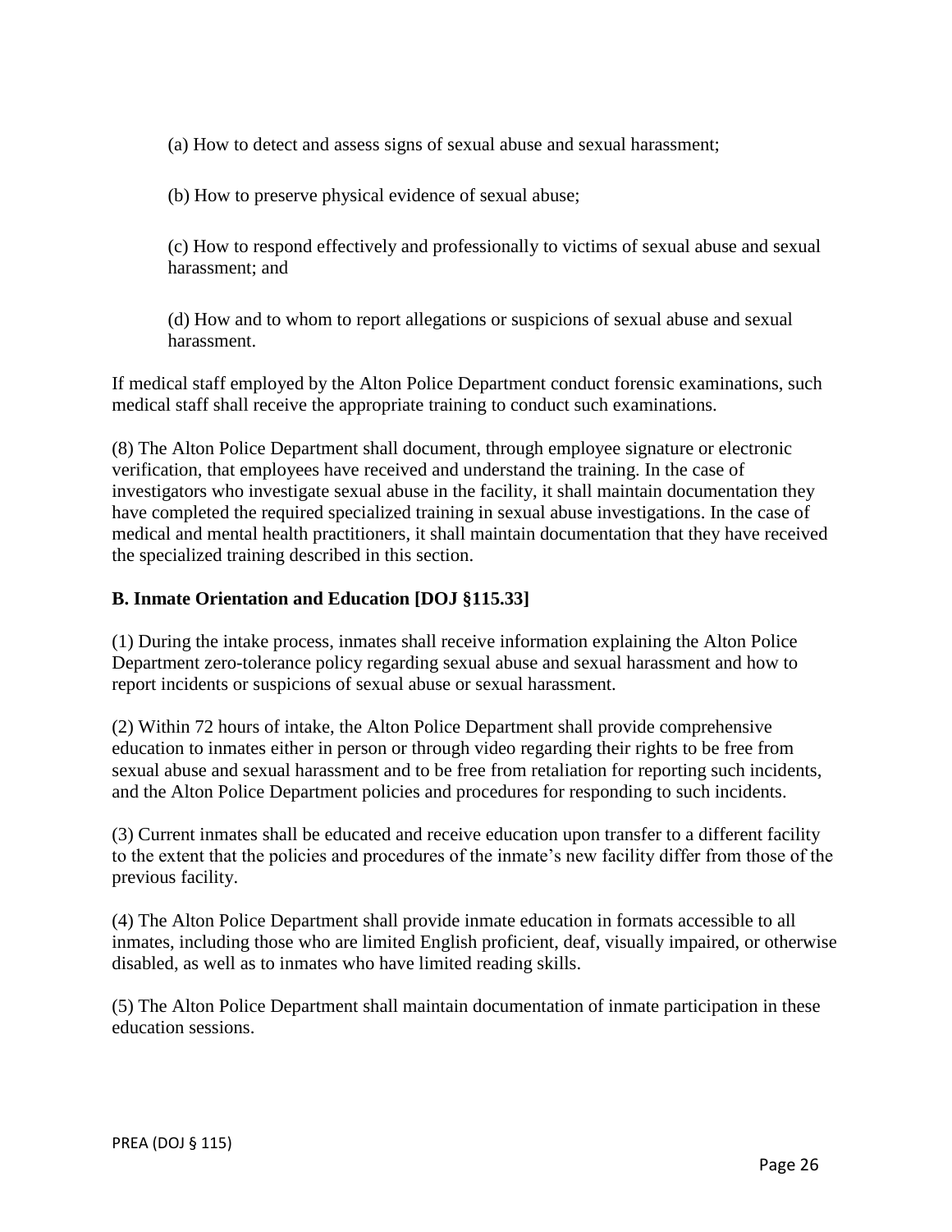(a) How to detect and assess signs of sexual abuse and sexual harassment;

(b) How to preserve physical evidence of sexual abuse;

(c) How to respond effectively and professionally to victims of sexual abuse and sexual harassment; and

(d) How and to whom to report allegations or suspicions of sexual abuse and sexual harassment.

If medical staff employed by the Alton Police Department conduct forensic examinations, such medical staff shall receive the appropriate training to conduct such examinations.

(8) The Alton Police Department shall document, through employee signature or electronic verification, that employees have received and understand the training. In the case of investigators who investigate sexual abuse in the facility, it shall maintain documentation they have completed the required specialized training in sexual abuse investigations. In the case of medical and mental health practitioners, it shall maintain documentation that they have received the specialized training described in this section.

**B. Inmate Orientation and Education [DOJ §115.33]**

(1) During the intake process, inmates shall receive information explaining the Alton Police Department zero-tolerance policy regarding sexual abuse and sexual harassment and how to report incidents or suspicions of sexual abuse or sexual harassment.

(2) Within 72 hours of intake, the Alton Police Department shall provide comprehensive education to inmates either in person or through video regarding their rights to be free from sexual abuse and sexual harassment and to be free from retaliation for reporting such incidents, and the Alton Police Department policies and procedures for responding to such incidents.

(3) Current inmates shall be educated and receive education upon transfer to a different facility to the extent that the policies and procedures of the inmate's new facility differ from those of the previous facility.

(4) The Alton Police Department shall provide inmate education in formats accessible to all inmates, including those who are limited English proficient, deaf, visually impaired, or otherwise disabled, as well as to inmates who have limited reading skills.

(5) The Alton Police Department shall maintain documentation of inmate participation in these education sessions.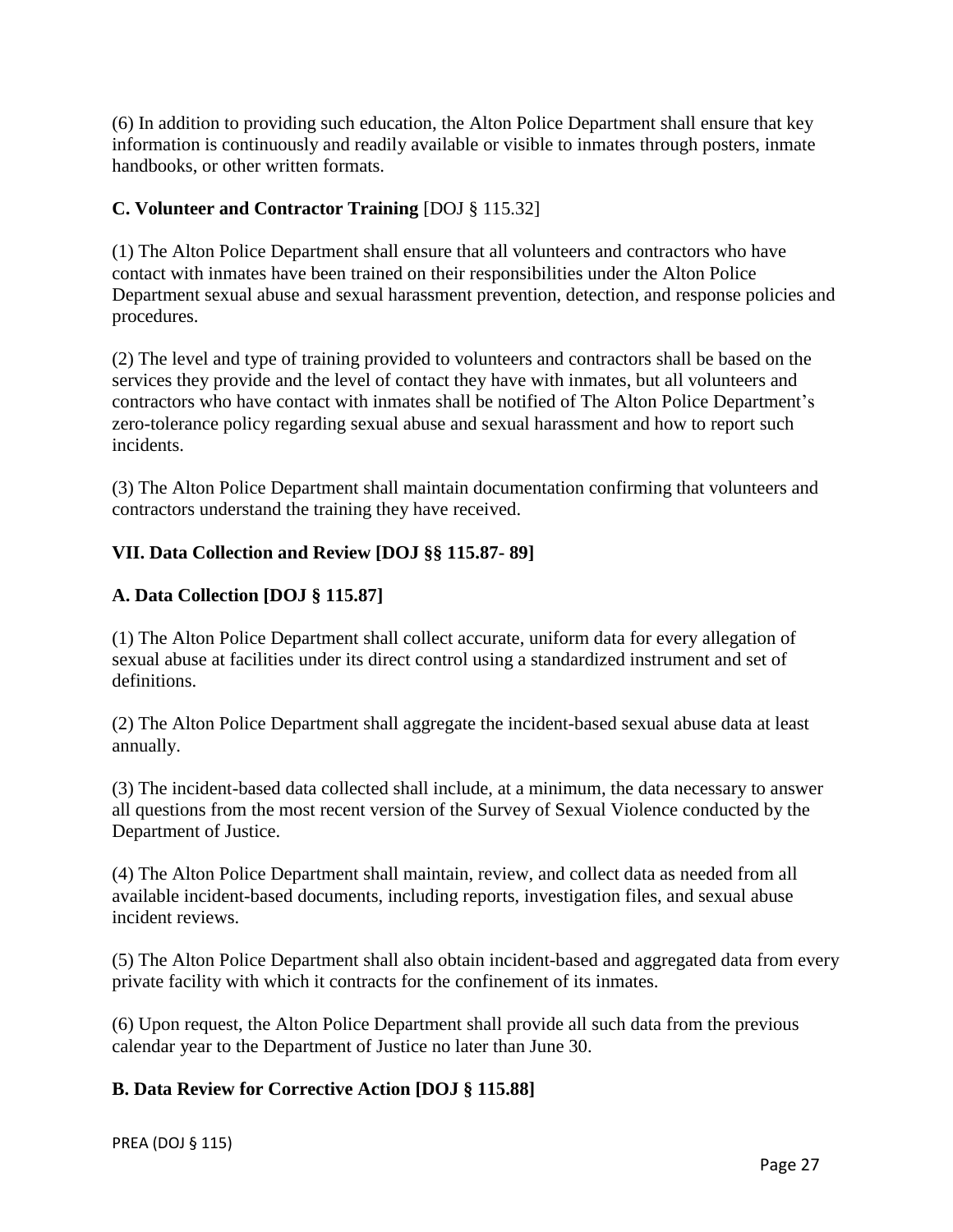(6) In addition to providing such education, the Alton Police Department shall ensure that key information is continuously and readily available or visible to inmates through posters, inmate handbooks, or other written formats.

**C. Volunteer and Contractor Training** [DOJ § 115.32]

(1) The Alton Police Department shall ensure that all volunteers and contractors who have contact with inmates have been trained on their responsibilities under the Alton Police Department sexual abuse and sexual harassment prevention, detection, and response policies and procedures.

(2) The level and type of training provided to volunteers and contractors shall be based on the services they provide and the level of contact they have with inmates, but all volunteers and contractors who have contact with inmates shall be notified of The Alton Police Department's zero-tolerance policy regarding sexual abuse and sexual harassment and how to report such incidents.

(3) The Alton Police Department shall maintain documentation confirming that volunteers and contractors understand the training they have received.

## VII. Data Collection and Review [DOJ §§ 115.87- 89]

### A. Data Collection [DOJ § 115.87]

(1) The Alton Police Department shall collect accurate, uniform data for every allegation of sexual abuse at facilities under its direct control using a standardized instrument and set of definitions.

(2) The Alton Police Department shall aggregate the incident-based sexual abuse data at least annually.

(3) The incident-based data collected shall include, at a minimum, the data necessary to answer all questions from the most recent version of the Survey of Sexual Violence conducted by the Department of Justice.

(4) The Alton Police Department shall maintain, review, and collect data as needed from all available incident-based documents, including reports, investigation files, and sexual abuse incident reviews.

(5) The Alton Police Department shall also obtain incident-based and aggregated data from every private facility with which it contracts for the confinement of its inmates.

(6) Upon request, the Alton Police Department shall provide all such data from the previous calendar year to the Department of Justice no later than June 30.

### B. Data Review for Corrective Action [DOJ § 115.88]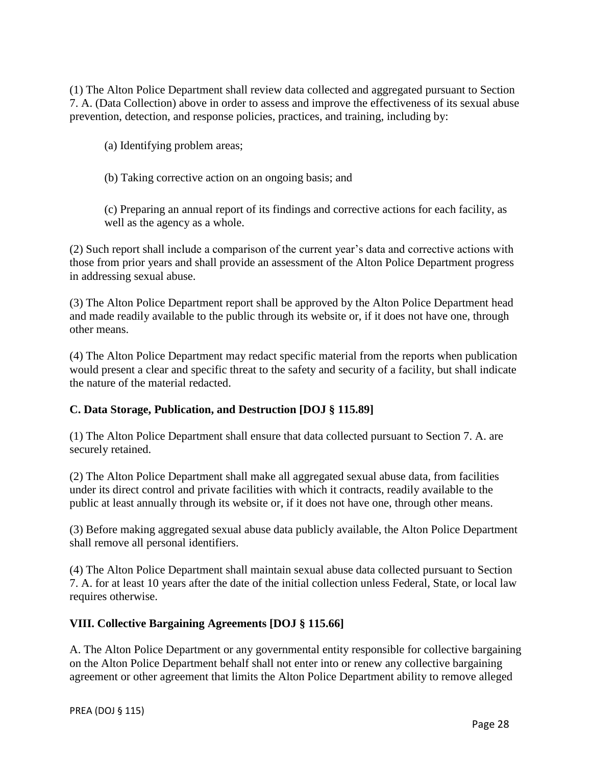(1) The Alton Police Department shall review data collected and aggregated pursuant to Section 7. A. (Data Collection) above in order to assess and improve the effectiveness of its sexual abuse prevention, detection, and response policies, practices, and training, including by:

(a) Identifying problem areas;

(b) Taking corrective action on an ongoing basis; and

(c) Preparing an annual report of its findings and corrective actions for each facility, as well as the agency as a whole.

(2) Such report shall include a comparison of the current year's data and corrective actions with those from prior years and shall provide an assessment of the Alton Police Department progress in addressing sexual abuse.

(3) The Alton Police Department report shall be approved by the Alton Police Department head and made readily available to the public through its website or, if it does not have one, through other means.

(4) The Alton Police Department may redact specific material from the reports when publication would present a clear and specific threat to the safety and security of a facility, but shall indicate the nature of the material redacted.

### C. Data Storage, Publication, and Destruction [DOJ § 115.89]

(1) The Alton Police Department shall ensure that data collected pursuant to Section 7. A. are securely retained.

(2) The Alton Police Department shall make all aggregated sexual abuse data, from facilities under its direct control and private facilities with which it contracts, readily available to the public at least annually through its website or, if it does not have one, through other means.

(3) Before making aggregated sexual abuse data publicly available, the Alton Police Department shall remove all personal identifiers.

(4) The Alton Police Department shall maintain sexual abuse data collected pursuant to Section 7. A. for at least 10 years after the date of the initial collection unless Federal, State, or local law requires otherwise.

## VIII. Collective Bargaining Agreements [DOJ § 115.66]

A. The Alton Police Department or any governmental entity responsible for collective bargaining on the Alton Police Department behalf shall not enter into or renew any collective bargaining agreement or other agreement that limits the Alton Police Department ability to remove alleged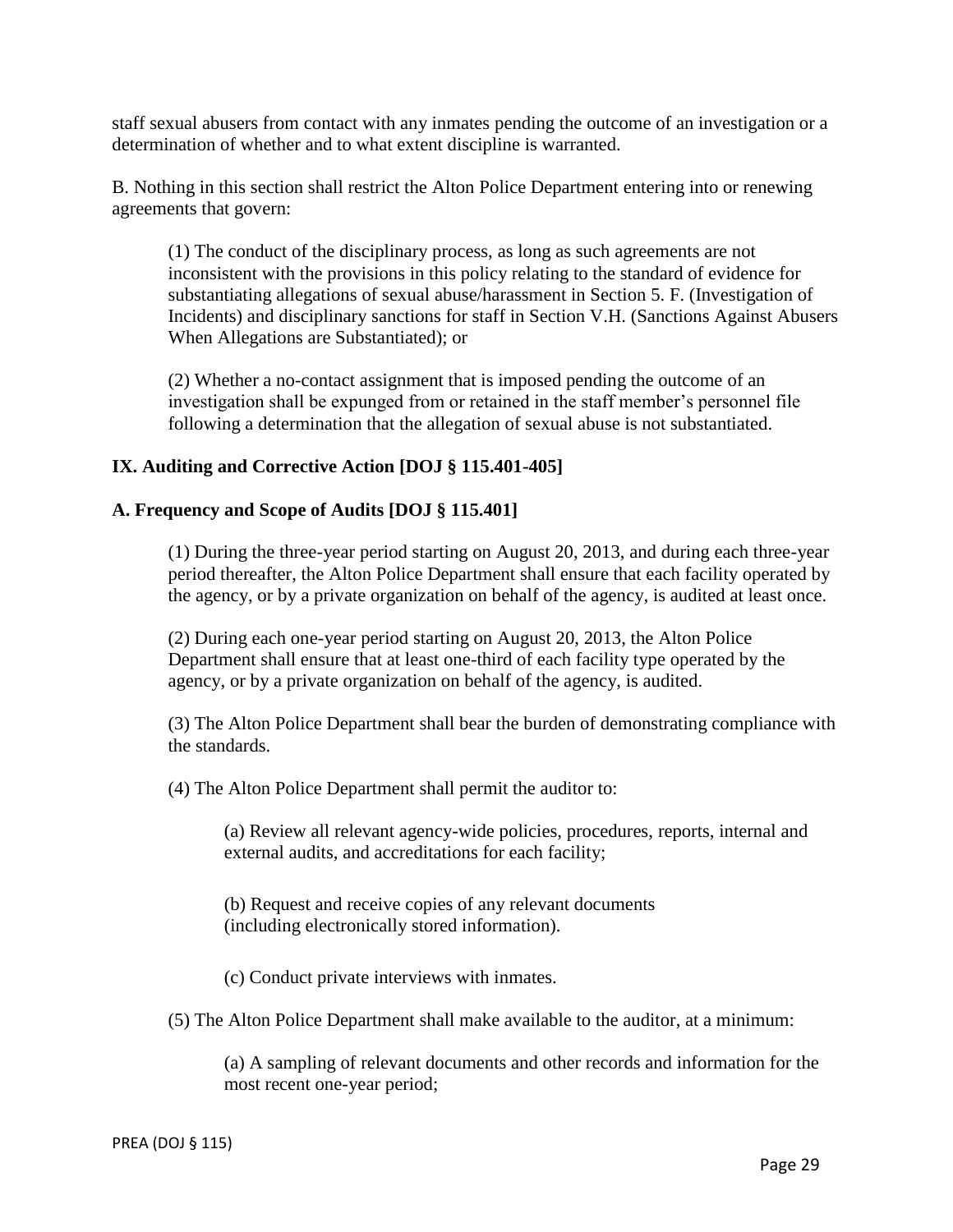staff sexual abusers from contact with any inmates pending the outcome of an investigation or a determination of whether and to what extent discipline is warranted.

B. Nothing in this section shall restrict the Alton Police Department entering into or renewing agreements that govern:

> (1) The conduct of the disciplinary process, as long as such agreements are not inconsistent with the provisions in this policy relating to the standard of evidence for substantiating allegations of sexual abuse/harassment in Section 5. F. (Investigation of Incidents) and disciplinary sanctions for staff in Section V.H. (Sanctions Against Abusers When Allegations are Substantiated); or
>
> (2) Whether a no-contact assignment that is imposed pending the outcome of an investigation shall be expunged from or retained in the staff member's personnel file following a determination that the allegation of sexual abuse is not substantiated.

**IX. Auditing and Corrective Action [DOJ § 115.401-405]**

**A. Frequency and Scope of Audits [DOJ § 115.401]**

> (1) During the three-year period starting on August 20, 2013, and during each three-year period thereafter, the Alton Police Department shall ensure that each facility operated by the agency, or by a private organization on behalf of the agency, is audited at least once.
>
> (2) During each one-year period starting on August 20, 2013, the Alton Police Department shall ensure that at least one-third of each facility type operated by the agency, or by a private organization on behalf of the agency, is audited.
>
> (3) The Alton Police Department shall bear the burden of demonstrating compliance with the standards.
>
> (4) The Alton Police Department shall permit the auditor to:
>
> > (a) Review all relevant agency-wide policies, procedures, reports, internal and external audits, and accreditations for each facility;
> >
> > (b) Request and receive copies of any relevant documents (including electronically stored information).
> >
> > (c) Conduct private interviews with inmates.
>
> (5) The Alton Police Department shall make available to the auditor, at a minimum:
>
> > (a) A sampling of relevant documents and other records and information for the most recent one-year period;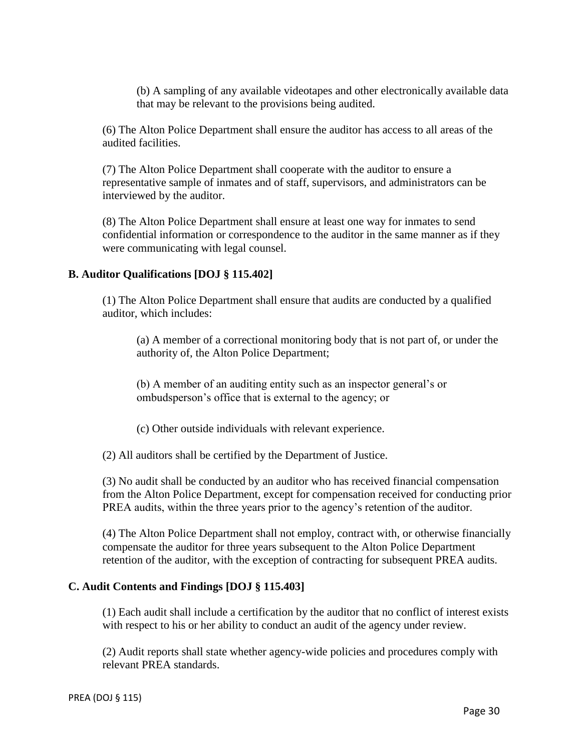(b) A sampling of any available videotapes and other electronically available data that may be relevant to the provisions being audited.

(6) The Alton Police Department shall ensure the auditor has access to all areas of the audited facilities.

(7) The Alton Police Department shall cooperate with the auditor to ensure a representative sample of inmates and of staff, supervisors, and administrators can be interviewed by the auditor.

(8) The Alton Police Department shall ensure at least one way for inmates to send confidential information or correspondence to the auditor in the same manner as if they were communicating with legal counsel.

**B. Auditor Qualifications [DOJ § 115.402]**

(1) The Alton Police Department shall ensure that audits are conducted by a qualified auditor, which includes:

(a) A member of a correctional monitoring body that is not part of, or under the authority of, the Alton Police Department;

(b) A member of an auditing entity such as an inspector general's or ombudsperson's office that is external to the agency; or

(c) Other outside individuals with relevant experience.

(2) All auditors shall be certified by the Department of Justice.

(3) No audit shall be conducted by an auditor who has received financial compensation from the Alton Police Department, except for compensation received for conducting prior PREA audits, within the three years prior to the agency's retention of the auditor.

(4) The Alton Police Department shall not employ, contract with, or otherwise financially compensate the auditor for three years subsequent to the Alton Police Department retention of the auditor, with the exception of contracting for subsequent PREA audits.

**C. Audit Contents and Findings [DOJ § 115.403]**

(1) Each audit shall include a certification by the auditor that no conflict of interest exists with respect to his or her ability to conduct an audit of the agency under review.

(2) Audit reports shall state whether agency-wide policies and procedures comply with relevant PREA standards.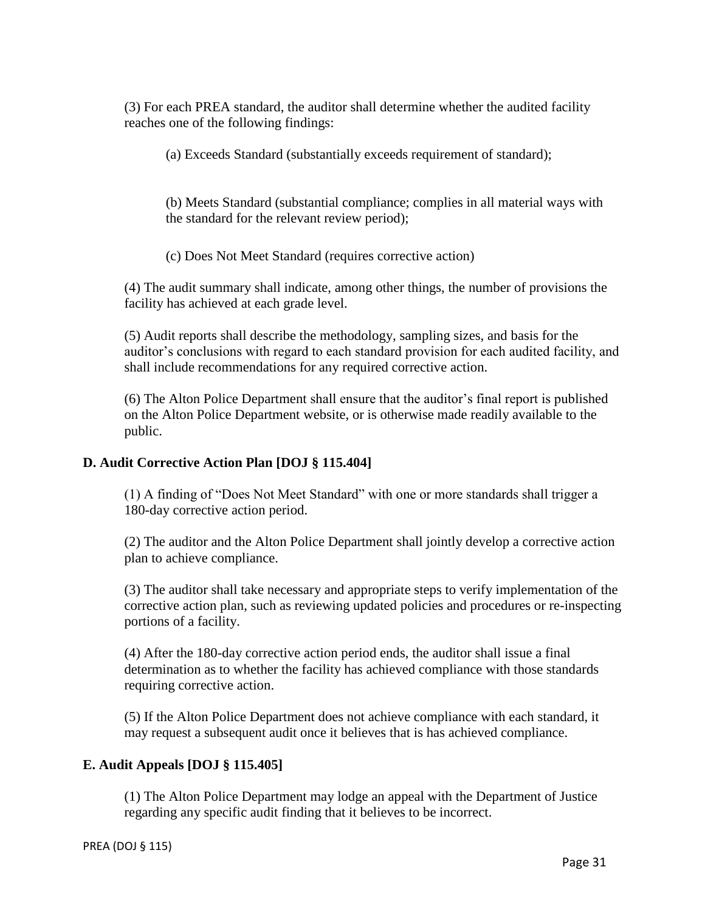(3) For each PREA standard, the auditor shall determine whether the audited facility reaches one of the following findings:

(a) Exceeds Standard (substantially exceeds requirement of standard);

(b) Meets Standard (substantial compliance; complies in all material ways with the standard for the relevant review period);

(c) Does Not Meet Standard (requires corrective action)

(4) The audit summary shall indicate, among other things, the number of provisions the facility has achieved at each grade level.

(5) Audit reports shall describe the methodology, sampling sizes, and basis for the auditor's conclusions with regard to each standard provision for each audited facility, and shall include recommendations for any required corrective action.

(6) The Alton Police Department shall ensure that the auditor's final report is published on the Alton Police Department website, or is otherwise made readily available to the public.

**D. Audit Corrective Action Plan [DOJ § 115.404]**

(1) A finding of "Does Not Meet Standard" with one or more standards shall trigger a 180-day corrective action period.

(2) The auditor and the Alton Police Department shall jointly develop a corrective action plan to achieve compliance.

(3) The auditor shall take necessary and appropriate steps to verify implementation of the corrective action plan, such as reviewing updated policies and procedures or re-inspecting portions of a facility.

(4) After the 180-day corrective action period ends, the auditor shall issue a final determination as to whether the facility has achieved compliance with those standards requiring corrective action.

(5) If the Alton Police Department does not achieve compliance with each standard, it may request a subsequent audit once it believes that is has achieved compliance.

**E. Audit Appeals [DOJ § 115.405]**

(1) The Alton Police Department may lodge an appeal with the Department of Justice regarding any specific audit finding that it believes to be incorrect.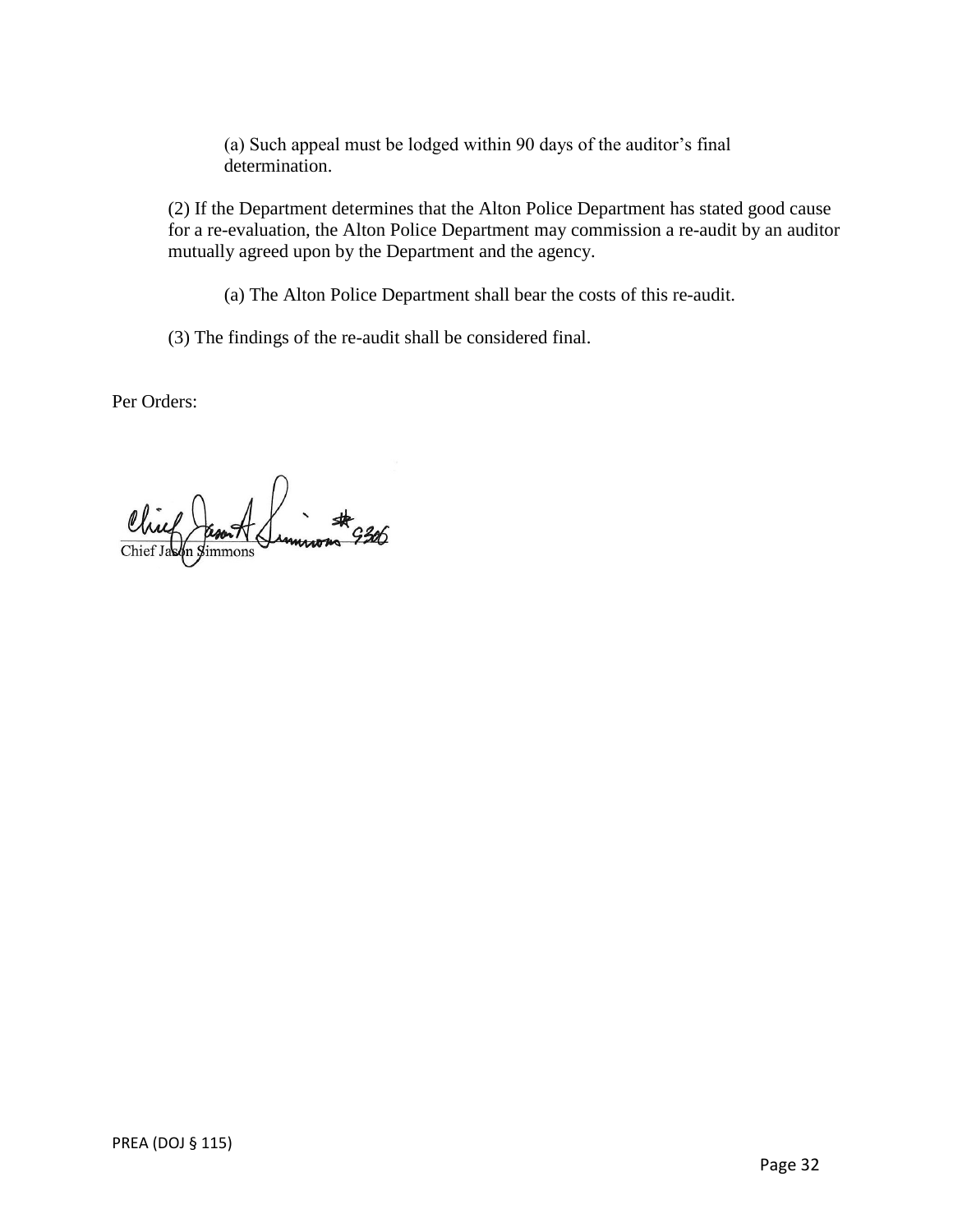(a) Such appeal must be lodged within 90 days of the auditor's final determination.

(2) If the Department determines that the Alton Police Department has stated good cause for a re-evaluation, the Alton Police Department may commission a re-audit by an auditor mutually agreed upon by the Department and the agency.

(a) The Alton Police Department shall bear the costs of this re-audit.

(3) The findings of the re-audit shall be considered final.

Per Orders:

Chief Jason A Simmons #9326

Chief Jason Simmons